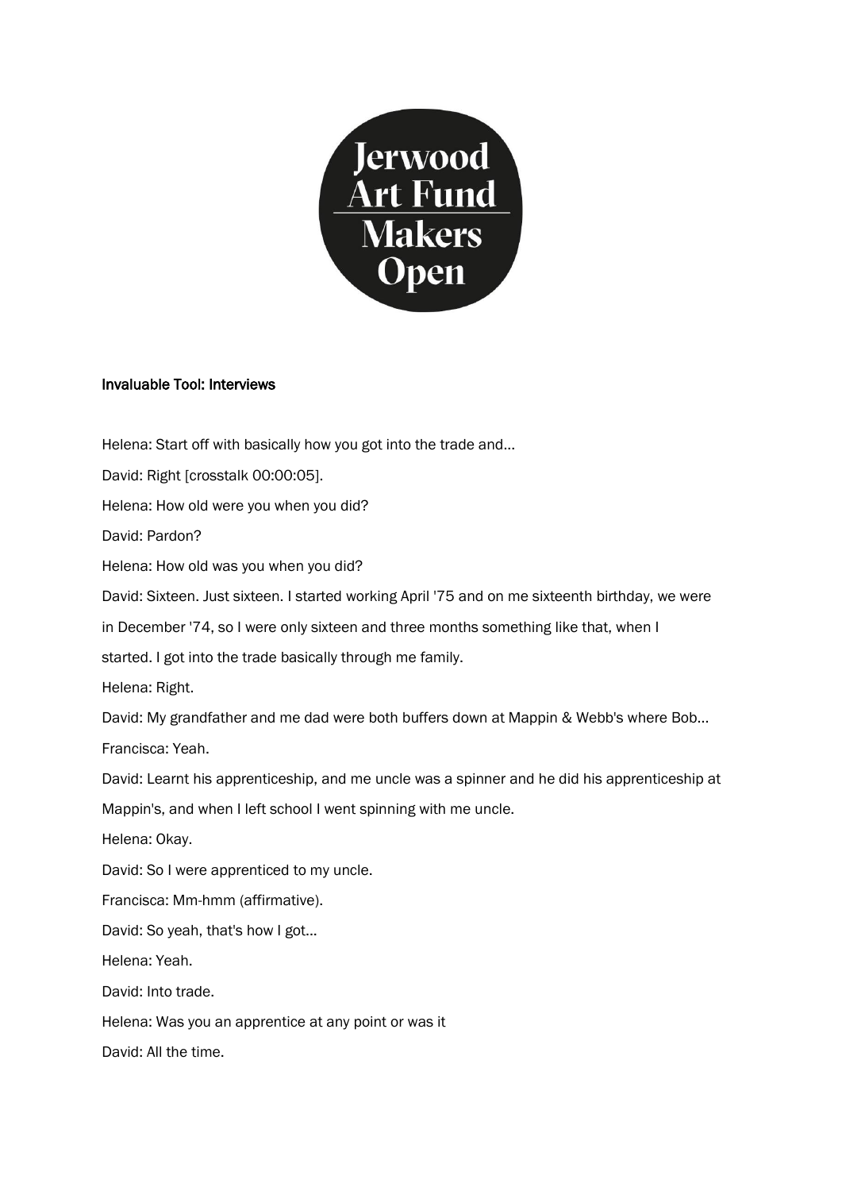Jerwood Art Fund Makers Open

**Invaluable Tool: Interviews**

Helena: Start off with basically how you got into the trade and...

David: Right [crosstalk 00:00:05].

Helena: How old were you when you did?

David: Pardon?

Helena: How old was you when you did?

David: Sixteen. Just sixteen. I started working April '75 and on me sixteenth birthday, we were in December '74, so I were only sixteen and three months something like that, when I started. I got into the trade basically through me family.

Helena: Right.

David: My grandfather and me dad were both buffers down at Mappin & Webb's where Bob...

Francisca: Yeah.

David: Learnt his apprenticeship, and me uncle was a spinner and he did his apprenticeship at Mappin's, and when I left school I went spinning with me uncle.

Helena: Okay.

David: So I were apprenticed to my uncle.

Francisca: Mm-hmm (affirmative).

David: So yeah, that's how I got...

Helena: Yeah.

David: Into trade.

Helena: Was you an apprentice at any point or was it

David: All the time.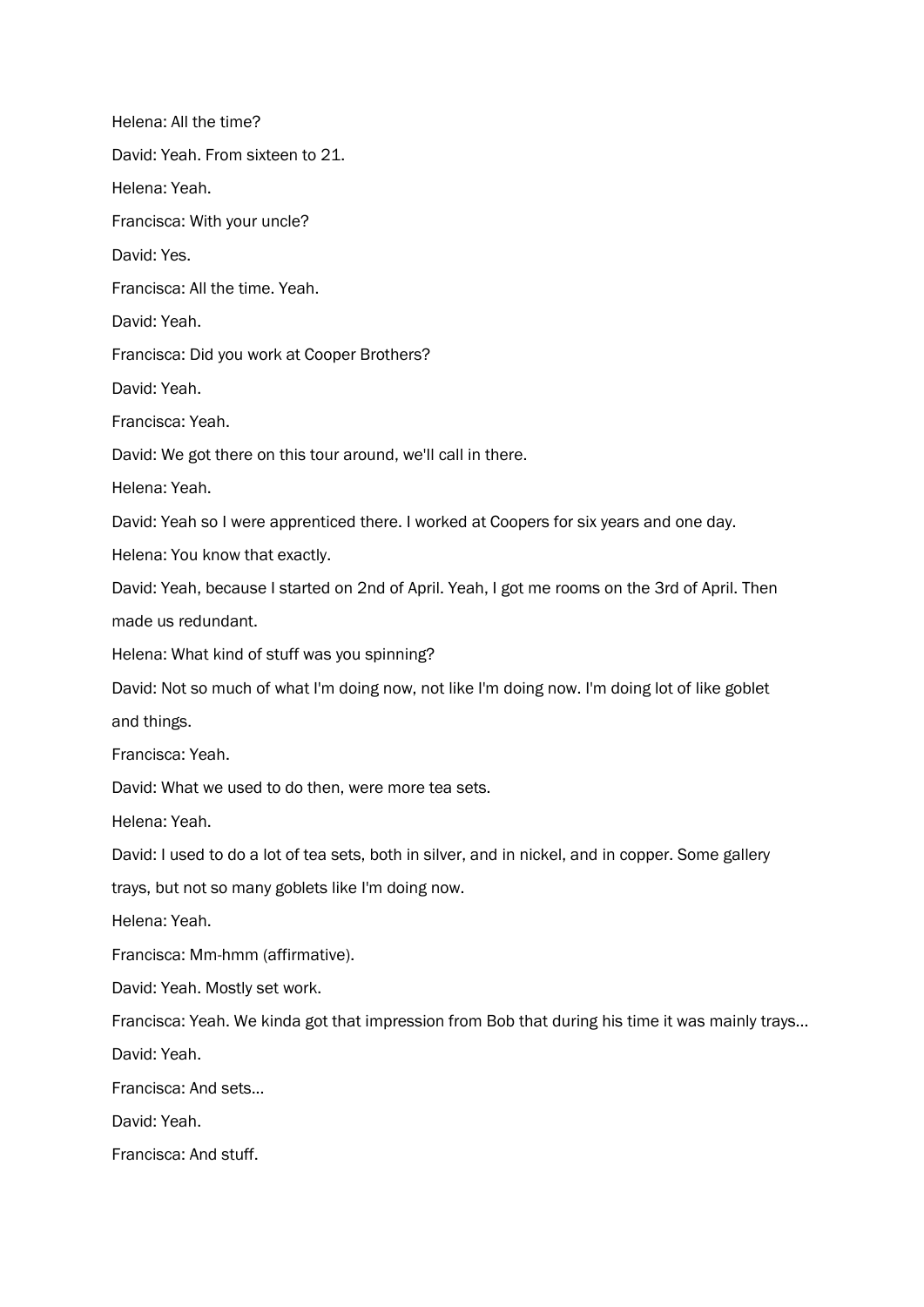Helena: All the time?

David: Yeah. From sixteen to 21.

Helena: Yeah.

Francisca: With your uncle?

David: Yes.

Francisca: All the time. Yeah.

David: Yeah.

Francisca: Did you work at Cooper Brothers?

David: Yeah.

Francisca: Yeah.

David: We got there on this tour around, we'll call in there.

Helena: Yeah.

David: Yeah so I were apprenticed there. I worked at Coopers for six years and one day.

Helena: You know that exactly.

David: Yeah, because I started on 2nd of April. Yeah, I got me rooms on the 3rd of April. Then made us redundant.

Helena: What kind of stuff was you spinning?

David: Not so much of what I'm doing now, not like I'm doing now. I'm doing lot of like goblet and things.

Francisca: Yeah.

David: What we used to do then, were more tea sets.

Helena: Yeah.

David: I used to do a lot of tea sets, both in silver, and in nickel, and in copper. Some gallery trays, but not so many goblets like I'm doing now.

Helena: Yeah.

Francisca: Mm-hmm (affirmative).

David: Yeah. Mostly set work.

Francisca: Yeah. We kinda got that impression from Bob that during his time it was mainly trays...

David: Yeah.

Francisca: And sets...

David: Yeah.

Francisca: And stuff.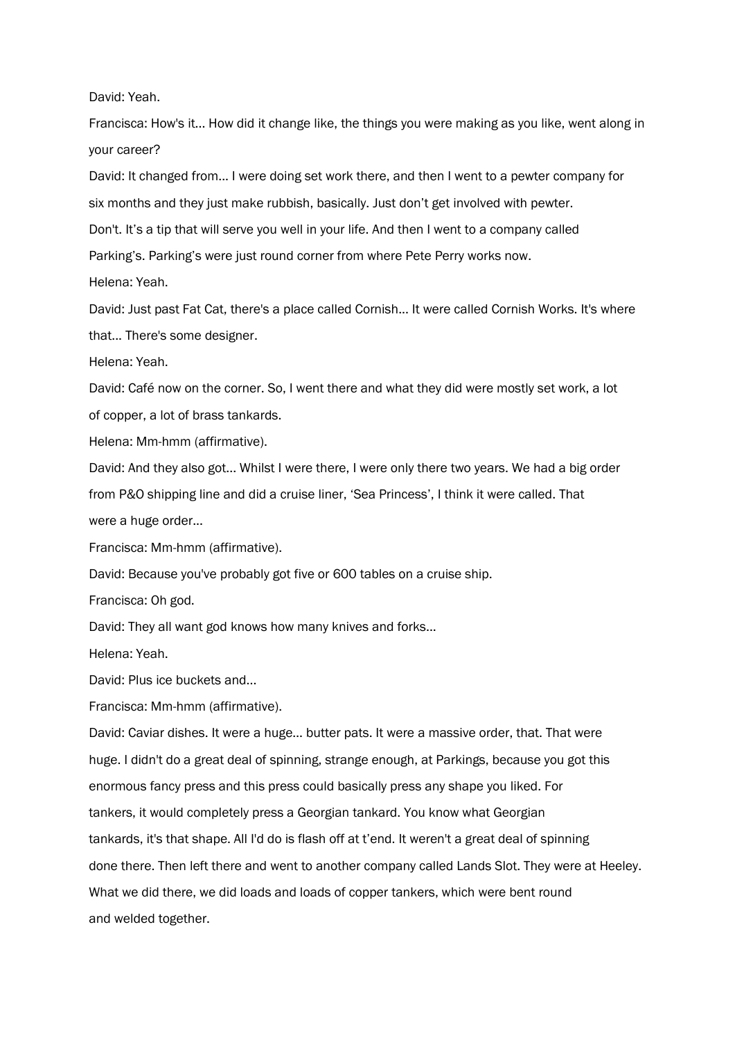David: Yeah.

Francisca: How's it... How did it change like, the things you were making as you like, went along in your career?

David: It changed from... I were doing set work there, and then I went to a pewter company for six months and they just make rubbish, basically. Just don't get involved with pewter. Don't. It's a tip that will serve you well in your life. And then I went to a company called Parking's. Parking's were just round corner from where Pete Perry works now.

Helena: Yeah.

David: Just past Fat Cat, there's a place called Cornish... It were called Cornish Works. It's where that... There's some designer.

Helena: Yeah.

David: Café now on the corner. So, I went there and what they did were mostly set work, a lot of copper, a lot of brass tankards.

Helena: Mm-hmm (affirmative).

David: And they also got... Whilst I were there, I were only there two years. We had a big order from P&O shipping line and did a cruise liner, 'Sea Princess', I think it were called. That were a huge order...

Francisca: Mm-hmm (affirmative).

David: Because you've probably got five or 600 tables on a cruise ship.

Francisca: Oh god.

David: They all want god knows how many knives and forks...

Helena: Yeah.

David: Plus ice buckets and...

Francisca: Mm-hmm (affirmative).

David: Caviar dishes. It were a huge... butter pats. It were a massive order, that. That were huge. I didn't do a great deal of spinning, strange enough, at Parkings, because you got this enormous fancy press and this press could basically press any shape you liked. For tankers, it would completely press a Georgian tankard. You know what Georgian tankards, it's that shape. All I'd do is flash off at t'end. It weren't a great deal of spinning done there. Then left there and went to another company called Lands Slot. They were at Heeley. What we did there, we did loads and loads of copper tankers, which were bent round and welded together.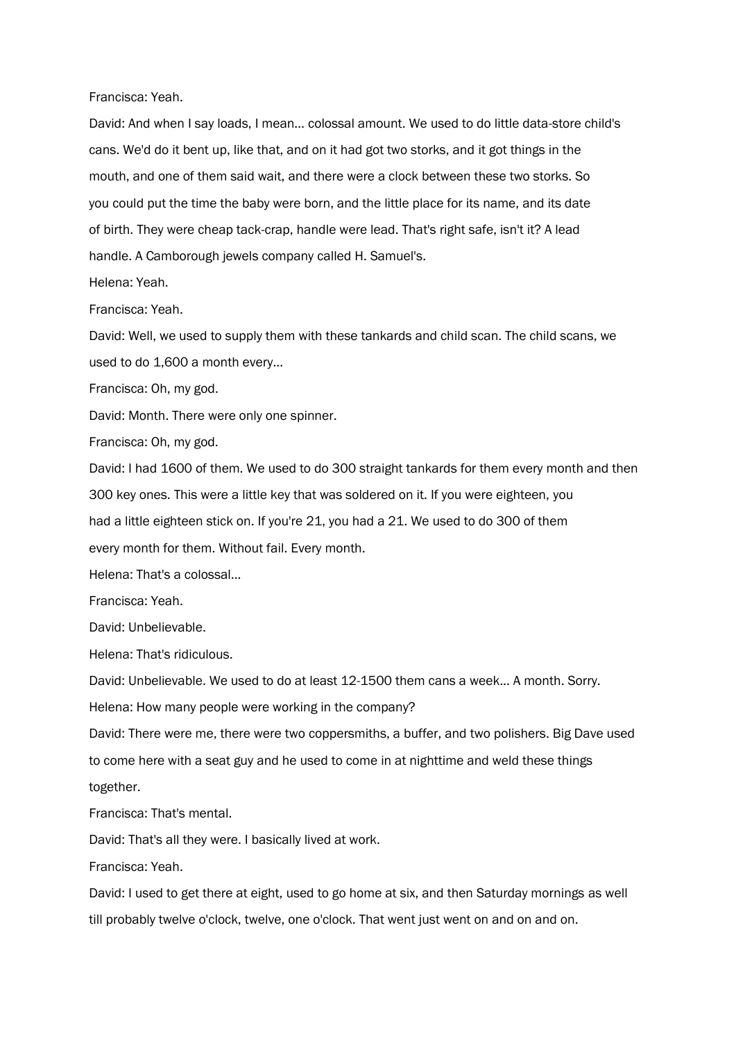Francisca: Yeah.

David: And when I say loads, I mean... colossal amount. We used to do little data-store child's cans. We'd do it bent up, like that, and on it had got two storks, and it got things in the mouth, and one of them said wait, and there were a clock between these two storks. So you could put the time the baby were born, and the little place for its name, and its date of birth. They were cheap tack-crap, handle were lead. That's right safe, isn't it? A lead handle. A Camborough jewels company called H. Samuel's.

Helena: Yeah.

Francisca: Yeah.

David: Well, we used to supply them with these tankards and child scan. The child scans, we used to do 1,600 a month every...

Francisca: Oh, my god.

David: Month. There were only one spinner.

Francisca: Oh, my god.

David: I had 1600 of them. We used to do 300 straight tankards for them every month and then 300 key ones. This were a little key that was soldered on it. If you were eighteen, you had a little eighteen stick on. If you're 21, you had a 21. We used to do 300 of them every month for them. Without fail. Every month.

Helena: That's a colossal...

Francisca: Yeah.

David: Unbelievable.

Helena: That's ridiculous.

David: Unbelievable. We used to do at least 12-1500 them cans a week... A month. Sorry.

Helena: How many people were working in the company?

David: There were me, there were two coppersmiths, a buffer, and two polishers. Big Dave used to come here with a seat guy and he used to come in at nighttime and weld these things together.

Francisca: That's mental.

David: That's all they were. I basically lived at work.

Francisca: Yeah.

David: I used to get there at eight, used to go home at six, and then Saturday mornings as well till probably twelve o'clock, twelve, one o'clock. That went just went on and on and on.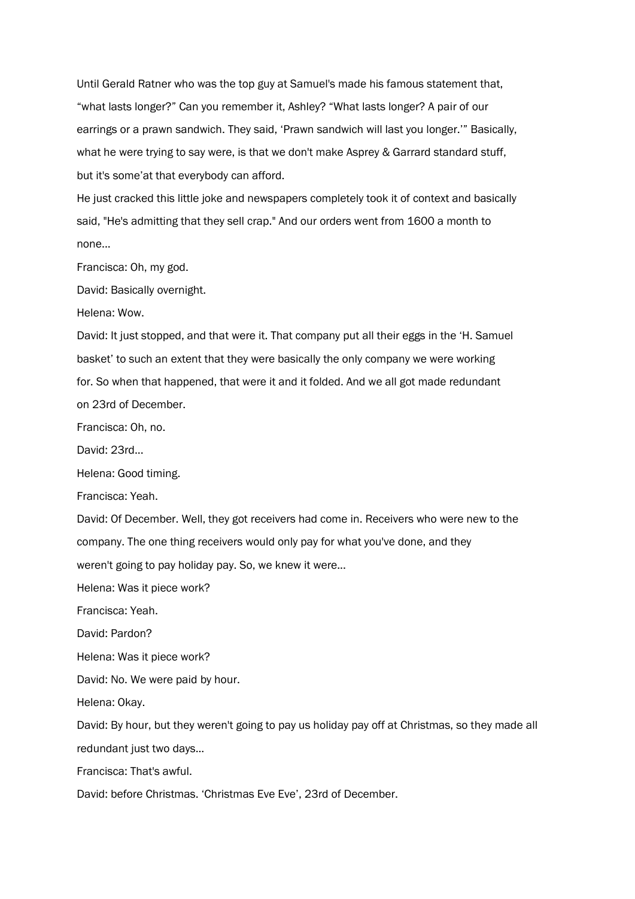Until Gerald Ratner who was the top guy at Samuel's made his famous statement that, "what lasts longer?" Can you remember it, Ashley? "What lasts longer? A pair of our earrings or a prawn sandwich. They said, 'Prawn sandwich will last you longer.'" Basically, what he were trying to say were, is that we don't make Asprey & Garrard standard stuff, but it's some'at that everybody can afford.

He just cracked this little joke and newspapers completely took it of context and basically said, "He's admitting that they sell crap." And our orders went from 1600 a month to none...

Francisca: Oh, my god.

David: Basically overnight.

Helena: Wow.

David: It just stopped, and that were it. That company put all their eggs in the 'H. Samuel basket' to such an extent that they were basically the only company we were working for. So when that happened, that were it and it folded. And we all got made redundant on 23rd of December.

Francisca: Oh, no.

David: 23rd...

Helena: Good timing.

Francisca: Yeah.

David: Of December. Well, they got receivers had come in. Receivers who were new to the company. The one thing receivers would only pay for what you've done, and they weren't going to pay holiday pay. So, we knew it were...

Helena: Was it piece work?

Francisca: Yeah.

David: Pardon?

Helena: Was it piece work?

David: No. We were paid by hour.

Helena: Okay.

David: By hour, but they weren't going to pay us holiday pay off at Christmas, so they made all redundant just two days...

Francisca: That's awful.

David: before Christmas. 'Christmas Eve Eve', 23rd of December.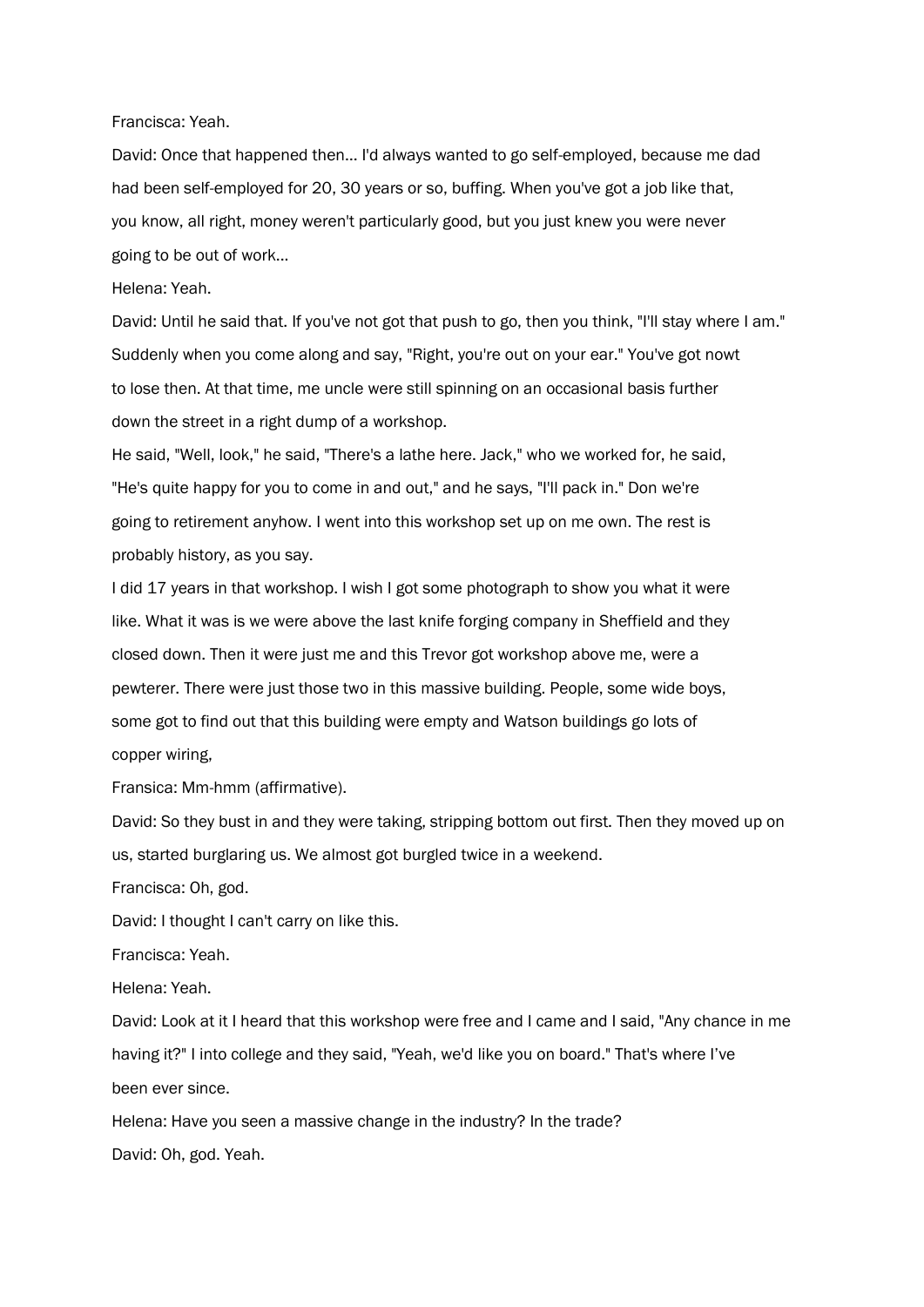Francisca: Yeah.

David: Once that happened then... I'd always wanted to go self-employed, because me dad had been self-employed for 20, 30 years or so, buffing. When you've got a job like that, you know, all right, money weren't particularly good, but you just knew you were never going to be out of work...

Helena: Yeah.

David: Until he said that. If you've not got that push to go, then you think, "I'll stay where I am." Suddenly when you come along and say, "Right, you're out on your ear." You've got nowt to lose then. At that time, me uncle were still spinning on an occasional basis further down the street in a right dump of a workshop.

He said, "Well, look," he said, "There's a lathe here. Jack," who we worked for, he said, "He's quite happy for you to come in and out," and he says, "I'll pack in." Don we're going to retirement anyhow. I went into this workshop set up on me own. The rest is probably history, as you say.

I did 17 years in that workshop. I wish I got some photograph to show you what it were like. What it was is we were above the last knife forging company in Sheffield and they closed down. Then it were just me and this Trevor got workshop above me, were a pewterer. There were just those two in this massive building. People, some wide boys, some got to find out that this building were empty and Watson buildings go lots of copper wiring,

Fransica: Mm-hmm (affirmative).

David: So they bust in and they were taking, stripping bottom out first. Then they moved up on us, started burglaring us. We almost got burgled twice in a weekend.

Francisca: Oh, god.

David: I thought I can't carry on like this.

Francisca: Yeah.

Helena: Yeah.

David: Look at it I heard that this workshop were free and I came and I said, "Any chance in me having it?" I into college and they said, "Yeah, we'd like you on board." That's where I've been ever since.

Helena: Have you seen a massive change in the industry? In the trade?

David: Oh, god. Yeah.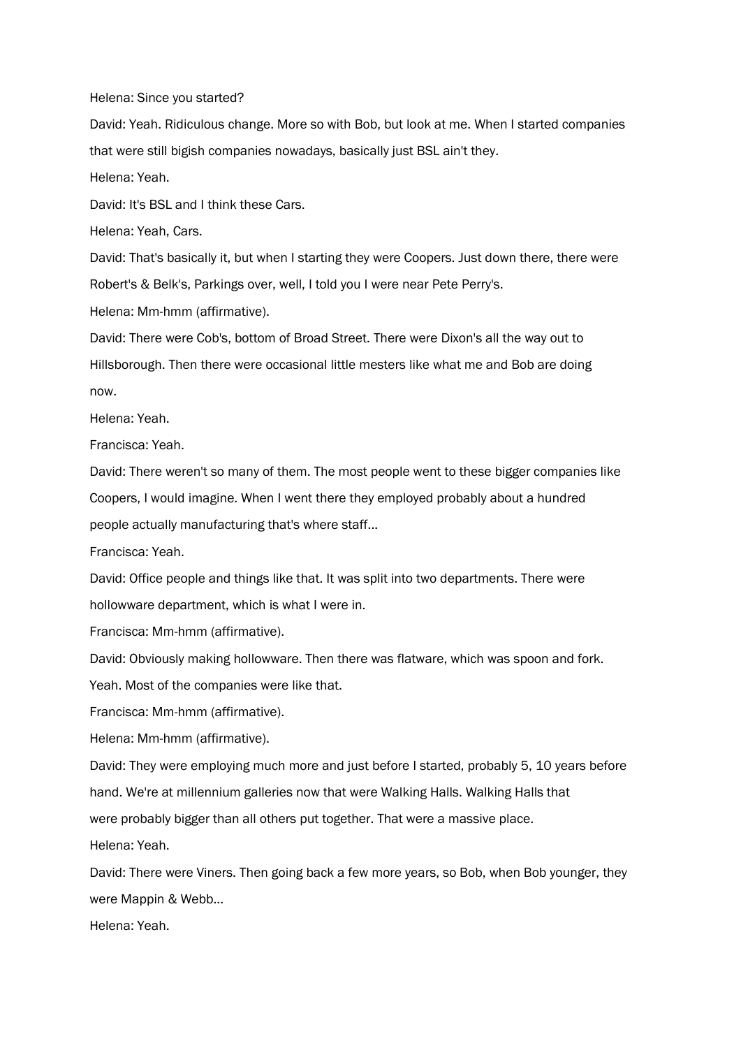Helena: Since you started?

David: Yeah. Ridiculous change. More so with Bob, but look at me. When I started companies that were still bigish companies nowadays, basically just BSL ain't they.

Helena: Yeah.

David: It's BSL and I think these Cars.

Helena: Yeah, Cars.

David: That's basically it, but when I starting they were Coopers. Just down there, there were Robert's & Belk's, Parkings over, well, I told you I were near Pete Perry's.

Helena: Mm-hmm (affirmative).

David: There were Cob's, bottom of Broad Street. There were Dixon's all the way out to Hillsborough. Then there were occasional little mesters like what me and Bob are doing now.

Helena: Yeah.

Francisca: Yeah.

David: There weren't so many of them. The most people went to these bigger companies like Coopers, I would imagine. When I went there they employed probably about a hundred people actually manufacturing that's where staff...

Francisca: Yeah.

David: Office people and things like that. It was split into two departments. There were hollowware department, which is what I were in.

Francisca: Mm-hmm (affirmative).

David: Obviously making hollowware. Then there was flatware, which was spoon and fork. Yeah. Most of the companies were like that.

Francisca: Mm-hmm (affirmative).

Helena: Mm-hmm (affirmative).

David: They were employing much more and just before I started, probably 5, 10 years before hand. We're at millennium galleries now that were Walking Halls. Walking Halls that were probably bigger than all others put together. That were a massive place.

Helena: Yeah.

David: There were Viners. Then going back a few more years, so Bob, when Bob younger, they were Mappin & Webb...

Helena: Yeah.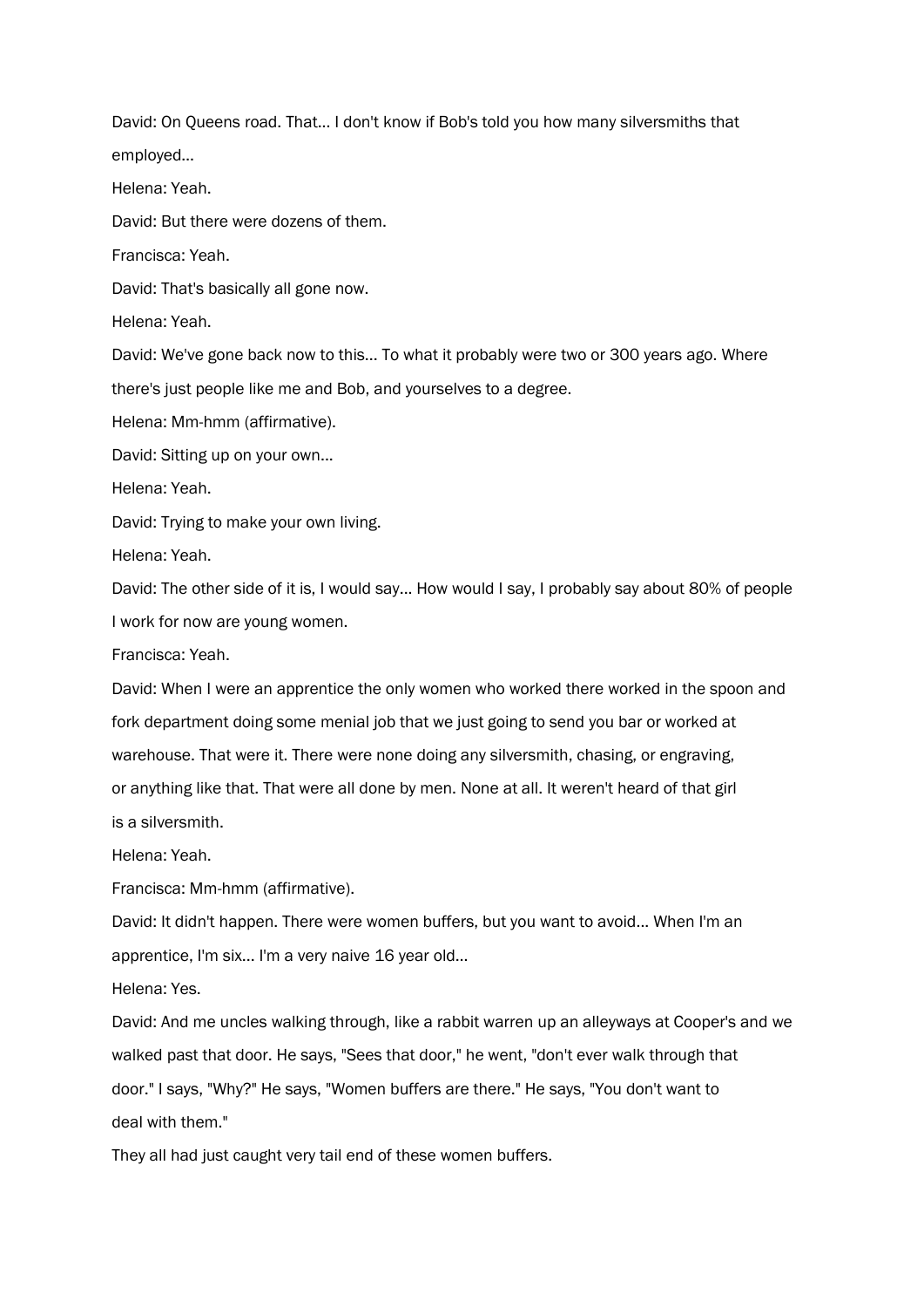David: On Queens road. That... I don't know if Bob's told you how many silversmiths that employed...

Helena: Yeah.

David: But there were dozens of them.

Francisca: Yeah.

David: That's basically all gone now.

Helena: Yeah.

David: We've gone back now to this... To what it probably were two or 300 years ago. Where there's just people like me and Bob, and yourselves to a degree.

Helena: Mm-hmm (affirmative).

David: Sitting up on your own...

Helena: Yeah.

David: Trying to make your own living.

Helena: Yeah.

David: The other side of it is, I would say... How would I say, I probably say about 80% of people I work for now are young women.

Francisca: Yeah.

David: When I were an apprentice the only women who worked there worked in the spoon and fork department doing some menial job that we just going to send you bar or worked at warehouse. That were it. There were none doing any silversmith, chasing, or engraving, or anything like that. That were all done by men. None at all. It weren't heard of that girl is a silversmith.

Helena: Yeah.

Francisca: Mm-hmm (affirmative).

David: It didn't happen. There were women buffers, but you want to avoid... When I'm an apprentice, I'm six... I'm a very naive 16 year old...

Helena: Yes.

David: And me uncles walking through, like a rabbit warren up an alleyways at Cooper's and we walked past that door. He says, "Sees that door," he went, "don't ever walk through that door." I says, "Why?" He says, "Women buffers are there." He says, "You don't want to deal with them."

They all had just caught very tail end of these women buffers.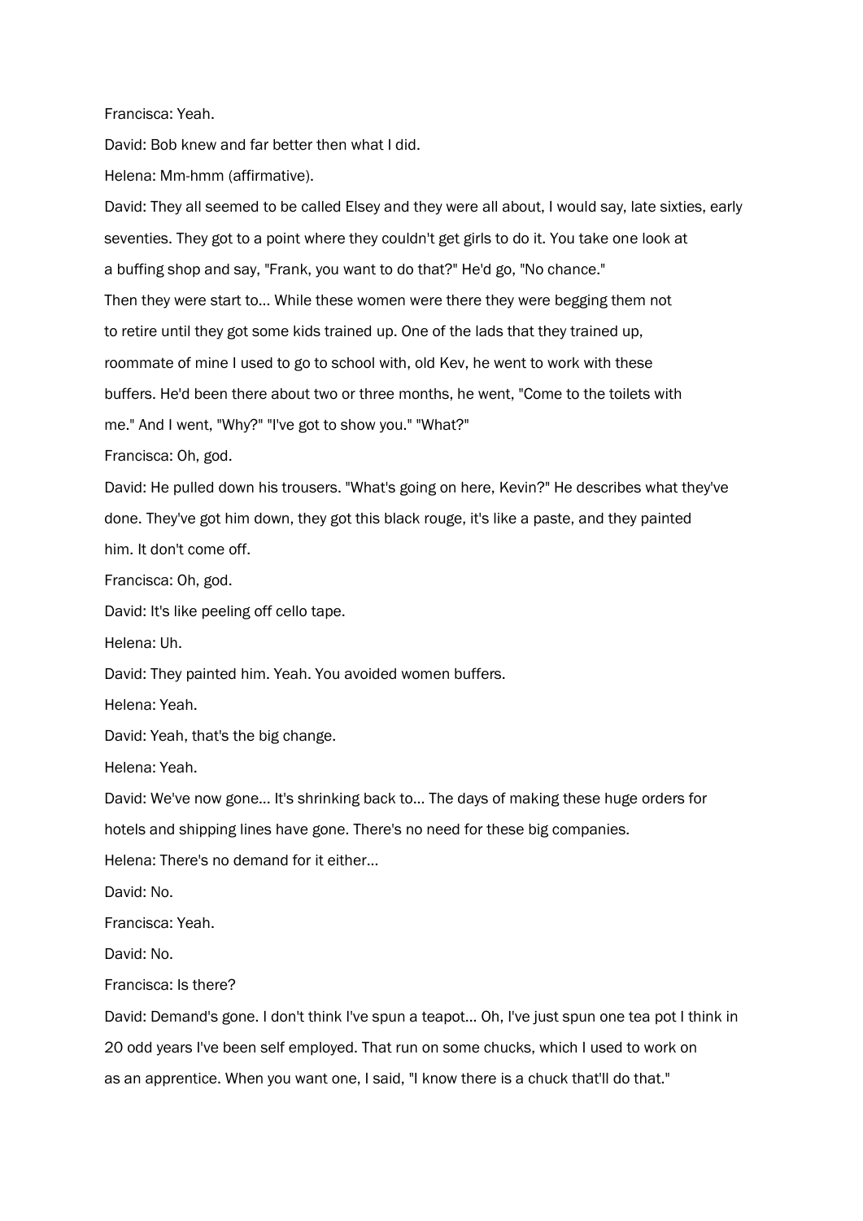Francisca: Yeah.

David: Bob knew and far better then what I did.

Helena: Mm-hmm (affirmative).

David: They all seemed to be called Elsey and they were all about, I would say, late sixties, early seventies. They got to a point where they couldn't get girls to do it. You take one look at a buffing shop and say, "Frank, you want to do that?" He'd go, "No chance." Then they were start to... While these women were there they were begging them not to retire until they got some kids trained up. One of the lads that they trained up, roommate of mine I used to go to school with, old Kev, he went to work with these buffers. He'd been there about two or three months, he went, "Come to the toilets with me." And I went, "Why?" "I've got to show you." "What?"

Francisca: Oh, god.

David: He pulled down his trousers. "What's going on here, Kevin?" He describes what they've done. They've got him down, they got this black rouge, it's like a paste, and they painted him. It don't come off.

Francisca: Oh, god.

David: It's like peeling off cello tape.

Helena: Uh.

David: They painted him. Yeah. You avoided women buffers.

Helena: Yeah.

David: Yeah, that's the big change.

Helena: Yeah.

David: We've now gone... It's shrinking back to... The days of making these huge orders for hotels and shipping lines have gone. There's no need for these big companies.

Helena: There's no demand for it either...

David: No.

Francisca: Yeah.

David: No.

Francisca: Is there?

David: Demand's gone. I don't think I've spun a teapot... Oh, I've just spun one tea pot I think in 20 odd years I've been self employed. That run on some chucks, which I used to work on as an apprentice. When you want one, I said, "I know there is a chuck that'll do that."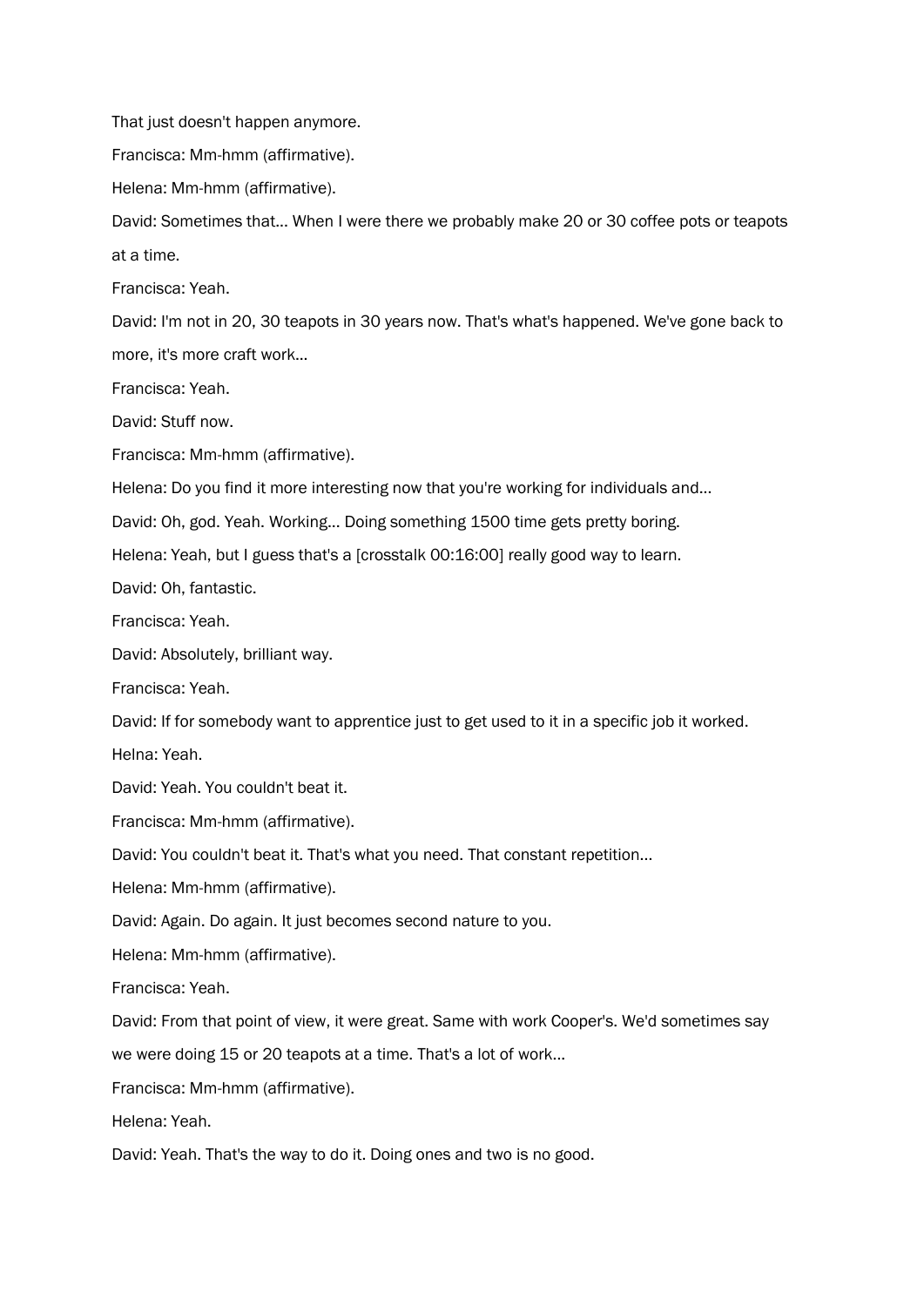That just doesn't happen anymore.

Francisca: Mm-hmm (affirmative).

Helena: Mm-hmm (affirmative).

David: Sometimes that... When I were there we probably make 20 or 30 coffee pots or teapots at a time.

Francisca: Yeah.

David: I'm not in 20, 30 teapots in 30 years now. That's what's happened. We've gone back to more, it's more craft work...

Francisca: Yeah.

David: Stuff now.

Francisca: Mm-hmm (affirmative).

Helena: Do you find it more interesting now that you're working for individuals and...

David: Oh, god. Yeah. Working... Doing something 1500 time gets pretty boring.

Helena: Yeah, but I guess that's a [crosstalk 00:16:00] really good way to learn.

David: Oh, fantastic.

Francisca: Yeah.

David: Absolutely, brilliant way.

Francisca: Yeah.

David: If for somebody want to apprentice just to get used to it in a specific job it worked.

Helna: Yeah.

David: Yeah. You couldn't beat it.

Francisca: Mm-hmm (affirmative).

David: You couldn't beat it. That's what you need. That constant repetition...

Helena: Mm-hmm (affirmative).

David: Again. Do again. It just becomes second nature to you.

Helena: Mm-hmm (affirmative).

Francisca: Yeah.

David: From that point of view, it were great. Same with work Cooper's. We'd sometimes say we were doing 15 or 20 teapots at a time. That's a lot of work...

Francisca: Mm-hmm (affirmative).

Helena: Yeah.

David: Yeah. That's the way to do it. Doing ones and two is no good.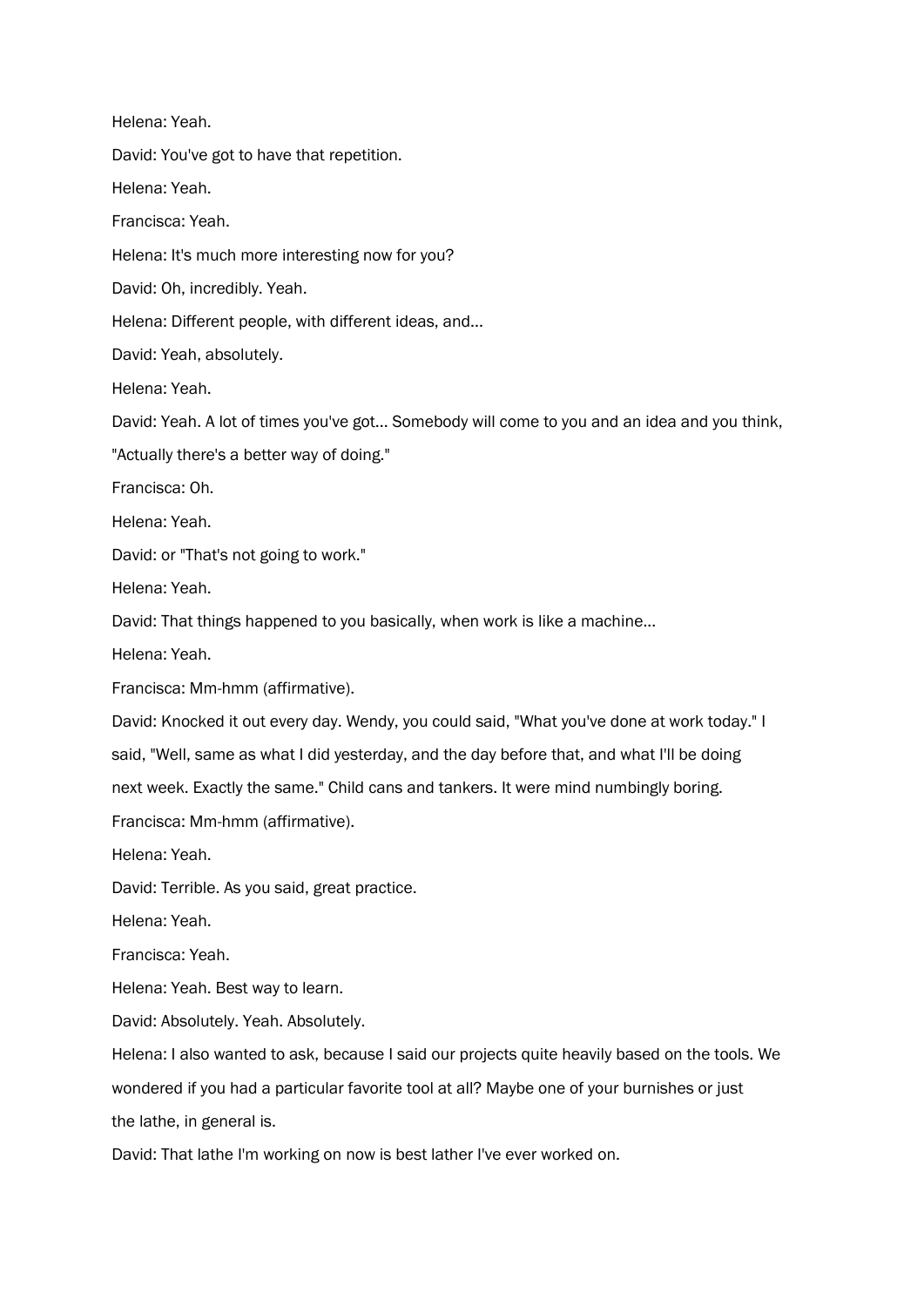Helena: Yeah.

David: You've got to have that repetition.

Helena: Yeah.

Francisca: Yeah.

Helena: It's much more interesting now for you?

David: Oh, incredibly. Yeah.

Helena: Different people, with different ideas, and...

David: Yeah, absolutely.

Helena: Yeah.

David: Yeah. A lot of times you've got... Somebody will come to you and an idea and you think, "Actually there's a better way of doing."

Francisca: Oh.

Helena: Yeah.

David: or "That's not going to work."

Helena: Yeah.

David: That things happened to you basically, when work is like a machine...

Helena: Yeah.

Francisca: Mm-hmm (affirmative).

David: Knocked it out every day. Wendy, you could said, "What you've done at work today." I said, "Well, same as what I did yesterday, and the day before that, and what I'll be doing next week. Exactly the same." Child cans and tankers. It were mind numbingly boring.

Francisca: Mm-hmm (affirmative).

Helena: Yeah.

David: Terrible. As you said, great practice.

Helena: Yeah.

Francisca: Yeah.

Helena: Yeah. Best way to learn.

David: Absolutely. Yeah. Absolutely.

Helena: I also wanted to ask, because I said our projects quite heavily based on the tools. We wondered if you had a particular favorite tool at all? Maybe one of your burnishes or just the lathe, in general is.

David: That lathe I'm working on now is best lather I've ever worked on.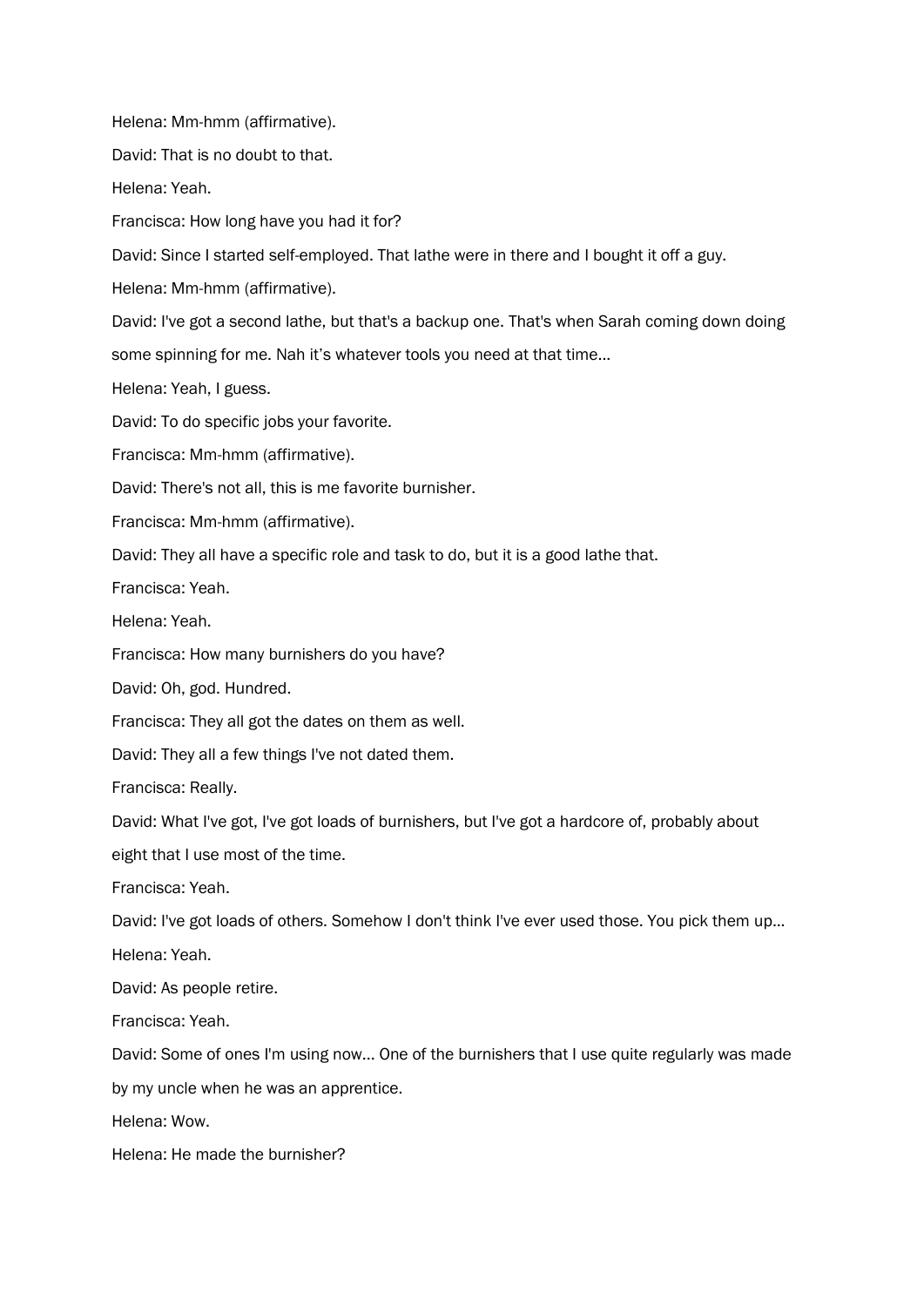Helena: Mm-hmm (affirmative).

David: That is no doubt to that.

Helena: Yeah.

Francisca: How long have you had it for?

David: Since I started self-employed. That lathe were in there and I bought it off a guy.

Helena: Mm-hmm (affirmative).

David: I've got a second lathe, but that's a backup one. That's when Sarah coming down doing some spinning for me. Nah it's whatever tools you need at that time…

Helena: Yeah, I guess.

David: To do specific jobs your favorite.

Francisca: Mm-hmm (affirmative).

David: There's not all, this is me favorite burnisher.

Francisca: Mm-hmm (affirmative).

David: They all have a specific role and task to do, but it is a good lathe that.

Francisca: Yeah.

Helena: Yeah.

Francisca: How many burnishers do you have?

David: Oh, god. Hundred.

Francisca: They all got the dates on them as well.

David: They all a few things I've not dated them.

Francisca: Really.

David: What I've got, I've got loads of burnishers, but I've got a hardcore of, probably about eight that I use most of the time.

Francisca: Yeah.

David: I've got loads of others. Somehow I don't think I've ever used those. You pick them up…

Helena: Yeah.

David: As people retire.

Francisca: Yeah.

David: Some of ones I'm using now… One of the burnishers that I use quite regularly was made by my uncle when he was an apprentice.

Helena: Wow.

Helena: He made the burnisher?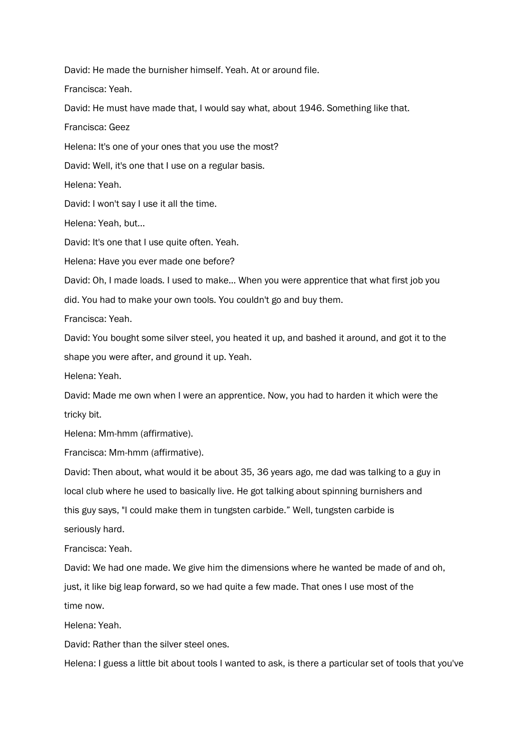David: He made the burnisher himself. Yeah. At or around file.

Francisca: Yeah.

David: He must have made that, I would say what, about 1946. Something like that.

Francisca: Geez

Helena: It's one of your ones that you use the most?

David: Well, it's one that I use on a regular basis.

Helena: Yeah.

David: I won't say I use it all the time.

Helena: Yeah, but…

David: It's one that I use quite often. Yeah.

Helena: Have you ever made one before?

David: Oh, I made loads. I used to make… When you were apprentice that what first job you did. You had to make your own tools. You couldn't go and buy them.

Francisca: Yeah.

David: You bought some silver steel, you heated it up, and bashed it around, and got it to the shape you were after, and ground it up. Yeah.

Helena: Yeah.

David: Made me own when I were an apprentice. Now, you had to harden it which were the tricky bit.

Helena: Mm-hmm (affirmative).

Francisca: Mm-hmm (affirmative).

David: Then about, what would it be about 35, 36 years ago, me dad was talking to a guy in local club where he used to basically live. He got talking about spinning burnishers and this guy says, "I could make them in tungsten carbide." Well, tungsten carbide is seriously hard.

Francisca: Yeah.

David: We had one made. We give him the dimensions where he wanted be made of and oh, just, it like big leap forward, so we had quite a few made. That ones I use most of the time now.

Helena: Yeah.

David: Rather than the silver steel ones.

Helena: I guess a little bit about tools I wanted to ask, is there a particular set of tools that you've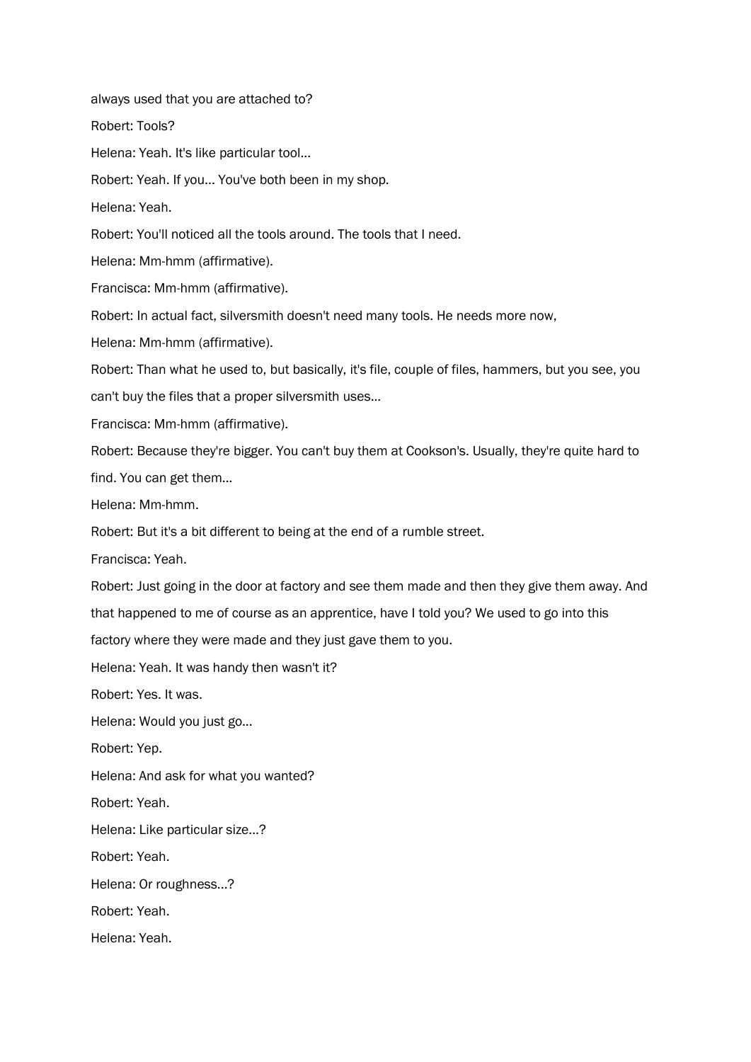always used that you are attached to?

Robert: Tools?

Helena: Yeah. It's like particular tool...

Robert: Yeah. If you... You've both been in my shop.

Helena: Yeah.

Robert: You'll noticed all the tools around. The tools that I need.

Helena: Mm-hmm (affirmative).

Francisca: Mm-hmm (affirmative).

Robert: In actual fact, silversmith doesn't need many tools. He needs more now,

Helena: Mm-hmm (affirmative).

Robert: Than what he used to, but basically, it's file, couple of files, hammers, but you see, you can't buy the files that a proper silversmith uses...

Francisca: Mm-hmm (affirmative).

Robert: Because they're bigger. You can't buy them at Cookson's. Usually, they're quite hard to find. You can get them...

Helena: Mm-hmm.

Robert: But it's a bit different to being at the end of a rumble street.

Francisca: Yeah.

Robert: Just going in the door at factory and see them made and then they give them away. And that happened to me of course as an apprentice, have I told you? We used to go into this factory where they were made and they just gave them to you.

Helena: Yeah. It was handy then wasn't it?

Robert: Yes. It was.

Helena: Would you just go...

Robert: Yep.

Helena: And ask for what you wanted?

Robert: Yeah.

Helena: Like particular size...?

Robert: Yeah.

Helena: Or roughness...?

Robert: Yeah.

Helena: Yeah.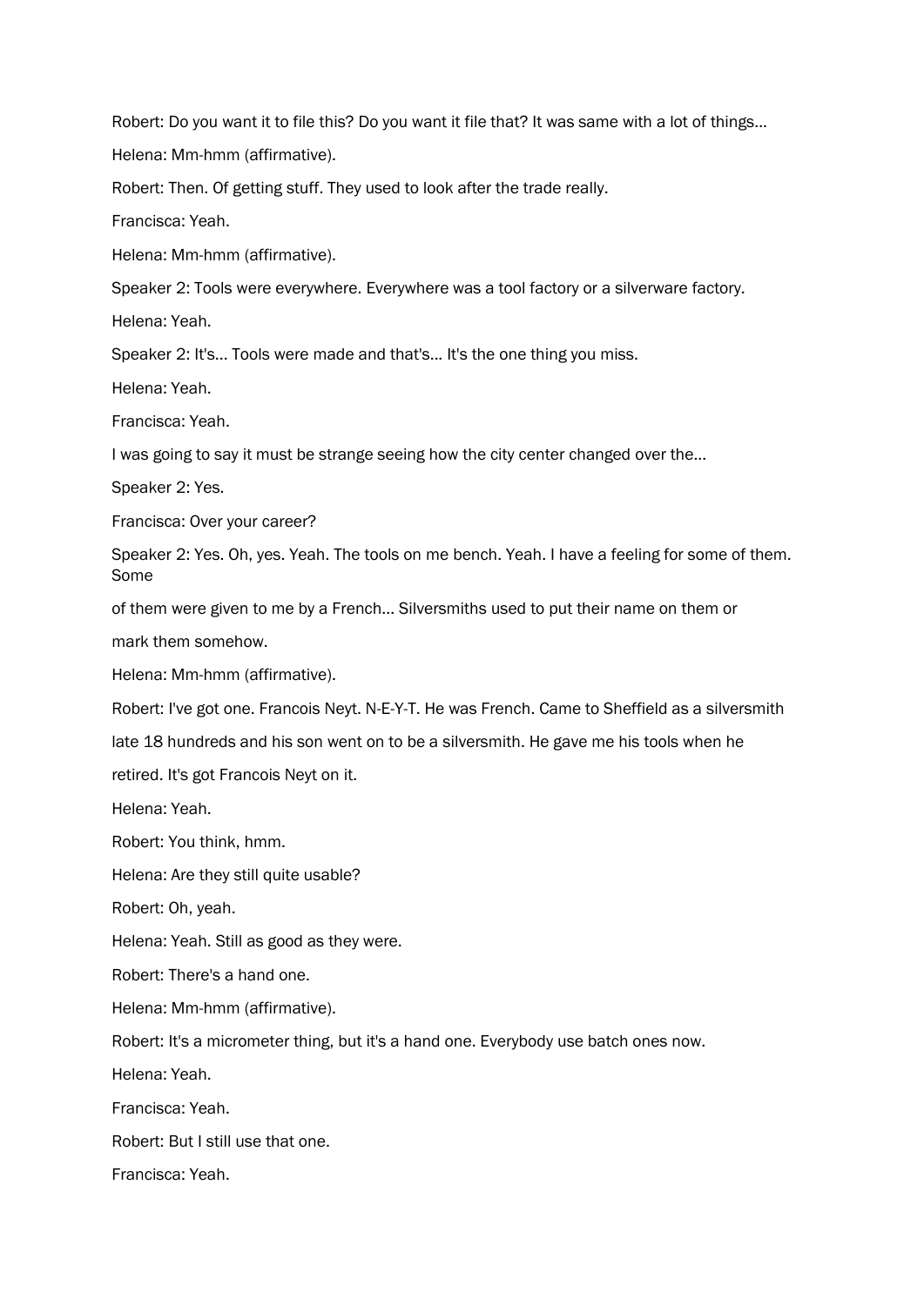Robert: Do you want it to file this? Do you want it file that? It was same with a lot of things...

Helena: Mm-hmm (affirmative).

Robert: Then. Of getting stuff. They used to look after the trade really.

Francisca: Yeah.

Helena: Mm-hmm (affirmative).

Speaker 2: Tools were everywhere. Everywhere was a tool factory or a silverware factory.

Helena: Yeah.

Speaker 2: It's... Tools were made and that's... It's the one thing you miss.

Helena: Yeah.

Francisca: Yeah.

I was going to say it must be strange seeing how the city center changed over the...

Speaker 2: Yes.

Francisca: Over your career?

Speaker 2: Yes. Oh, yes. Yeah. The tools on me bench. Yeah. I have a feeling for some of them. Some of them were given to me by a French... Silversmiths used to put their name on them or mark them somehow.

Helena: Mm-hmm (affirmative).

Robert: I've got one. Francois Neyt. N-E-Y-T. He was French. Came to Sheffield as a silversmith late 18 hundreds and his son went on to be a silversmith. He gave me his tools when he retired. It's got Francois Neyt on it.

Helena: Yeah.

Robert: You think, hmm.

Helena: Are they still quite usable?

Robert: Oh, yeah.

Helena: Yeah. Still as good as they were.

Robert: There's a hand one.

Helena: Mm-hmm (affirmative).

Robert: It's a micrometer thing, but it's a hand one. Everybody use batch ones now.

Helena: Yeah.

Francisca: Yeah.

Robert: But I still use that one.

Francisca: Yeah.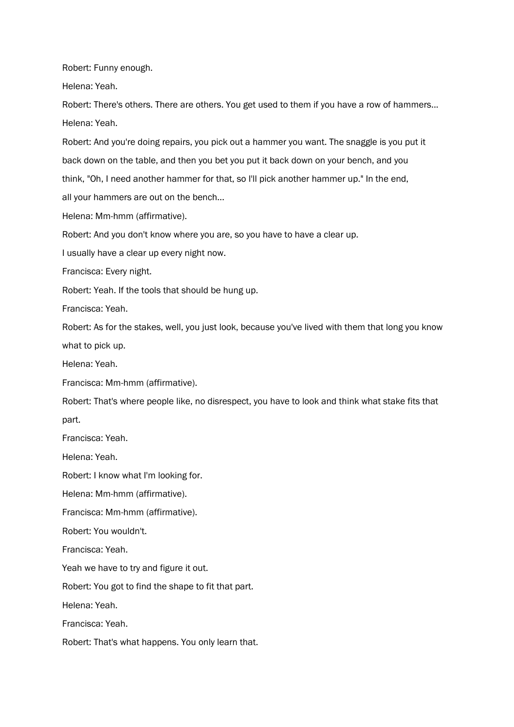Robert: Funny enough.

Helena: Yeah.

Robert: There's others. There are others. You get used to them if you have a row of hammers...

Helena: Yeah.

Robert: And you're doing repairs, you pick out a hammer you want. The snaggle is you put it back down on the table, and then you bet you put it back down on your bench, and you think, "Oh, I need another hammer for that, so I'll pick another hammer up." In the end, all your hammers are out on the bench...

Helena: Mm-hmm (affirmative).

Robert: And you don't know where you are, so you have to have a clear up.

I usually have a clear up every night now.

Francisca: Every night.

Robert: Yeah. If the tools that should be hung up.

Francisca: Yeah.

Robert: As for the stakes, well, you just look, because you've lived with them that long you know what to pick up.

Helena: Yeah.

Francisca: Mm-hmm (affirmative).

Robert: That's where people like, no disrespect, you have to look and think what stake fits that part.

Francisca: Yeah.

Helena: Yeah.

Robert: I know what I'm looking for.

Helena: Mm-hmm (affirmative).

Francisca: Mm-hmm (affirmative).

Robert: You wouldn't.

Francisca: Yeah.

Yeah we have to try and figure it out.

Robert: You got to find the shape to fit that part.

Helena: Yeah.

Francisca: Yeah.

Robert: That's what happens. You only learn that.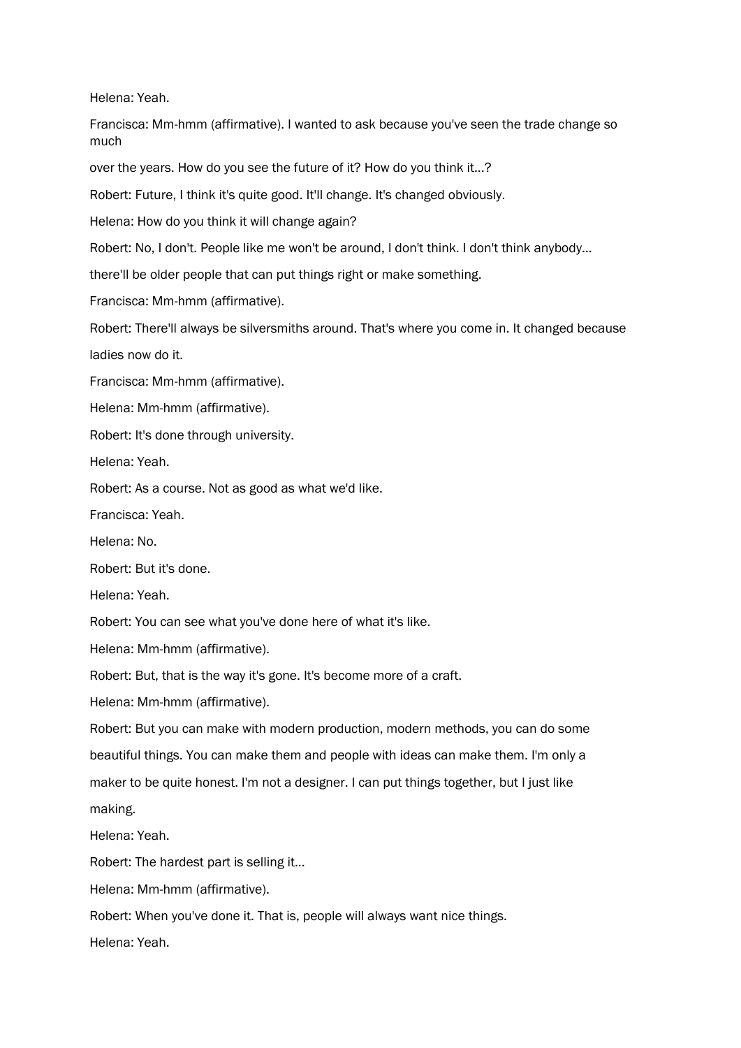Helena: Yeah.

Francisca: Mm-hmm (affirmative). I wanted to ask because you've seen the trade change so much

over the years. How do you see the future of it? How do you think it...?

Robert: Future, I think it's quite good. It'll change. It's changed obviously.

Helena: How do you think it will change again?

Robert: No, I don't. People like me won't be around, I don't think. I don't think anybody...

there'll be older people that can put things right or make something.

Francisca: Mm-hmm (affirmative).

Robert: There'll always be silversmiths around. That's where you come in. It changed because

ladies now do it.

Francisca: Mm-hmm (affirmative).

Helena: Mm-hmm (affirmative).

Robert: It's done through university.

Helena: Yeah.

Robert: As a course. Not as good as what we'd like.

Francisca: Yeah.

Helena: No.

Robert: But it's done.

Helena: Yeah.

Robert: You can see what you've done here of what it's like.

Helena: Mm-hmm (affirmative).

Robert: But, that is the way it's gone. It's become more of a craft.

Helena: Mm-hmm (affirmative).

Robert: But you can make with modern production, modern methods, you can do some

beautiful things. You can make them and people with ideas can make them. I'm only a

maker to be quite honest. I'm not a designer. I can put things together, but I just like

making.

Helena: Yeah.

Robert: The hardest part is selling it...

Helena: Mm-hmm (affirmative).

Robert: When you've done it. That is, people will always want nice things.

Helena: Yeah.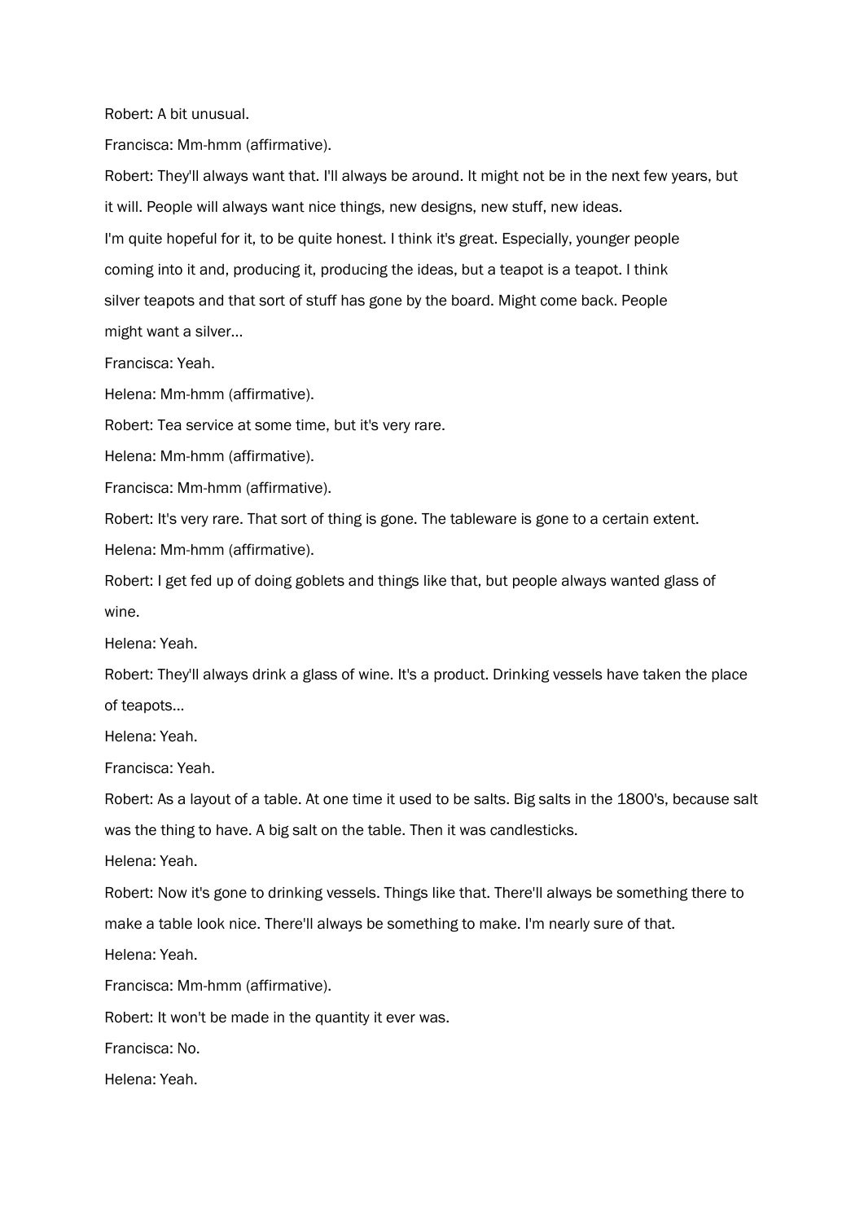Robert: A bit unusual.

Francisca: Mm-hmm (affirmative).

Robert: They'll always want that. I'll always be around. It might not be in the next few years, but it will. People will always want nice things, new designs, new stuff, new ideas.
I'm quite hopeful for it, to be quite honest. I think it's great. Especially, younger people coming into it and, producing it, producing the ideas, but a teapot is a teapot. I think silver teapots and that sort of stuff has gone by the board. Might come back. People might want a silver...

Francisca: Yeah.

Helena: Mm-hmm (affirmative).

Robert: Tea service at some time, but it's very rare.

Helena: Mm-hmm (affirmative).

Francisca: Mm-hmm (affirmative).

Robert: It's very rare. That sort of thing is gone. The tableware is gone to a certain extent.

Helena: Mm-hmm (affirmative).

Robert: I get fed up of doing goblets and things like that, but people always wanted glass of wine.

Helena: Yeah.

Robert: They'll always drink a glass of wine. It's a product. Drinking vessels have taken the place of teapots...

Helena: Yeah.

Francisca: Yeah.

Robert: As a layout of a table. At one time it used to be salts. Big salts in the 1800's, because salt was the thing to have. A big salt on the table. Then it was candlesticks.

Helena: Yeah.

Robert: Now it's gone to drinking vessels. Things like that. There'll always be something there to make a table look nice. There'll always be something to make. I'm nearly sure of that.

Helena: Yeah.

Francisca: Mm-hmm (affirmative).

Robert: It won't be made in the quantity it ever was.

Francisca: No.

Helena: Yeah.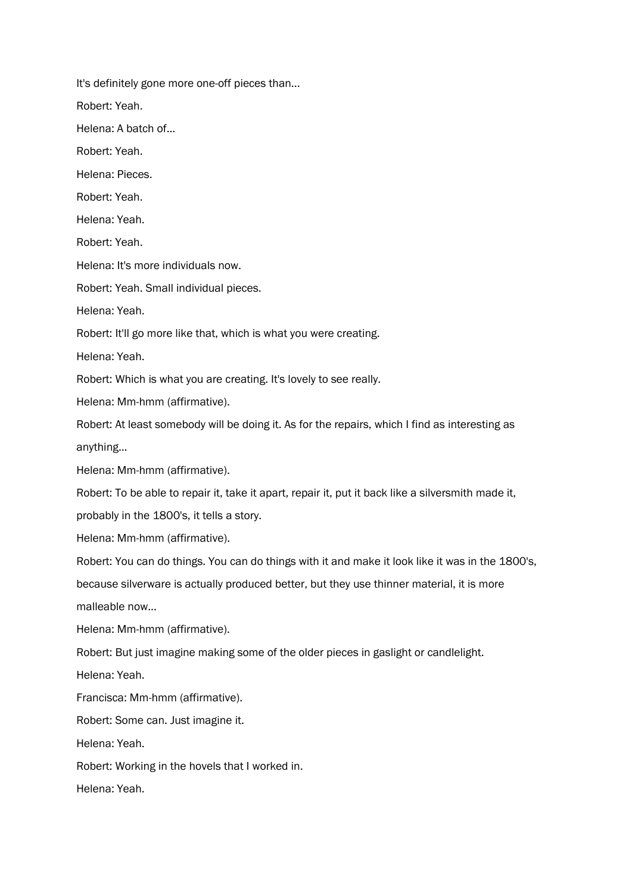It's definitely gone more one-off pieces than...

Robert: Yeah.

Helena: A batch of...

Robert: Yeah.

Helena: Pieces.

Robert: Yeah.

Helena: Yeah.

Robert: Yeah.

Helena: It's more individuals now.

Robert: Yeah. Small individual pieces.

Helena: Yeah.

Robert: It'll go more like that, which is what you were creating.

Helena: Yeah.

Robert: Which is what you are creating. It's lovely to see really.

Helena: Mm-hmm (affirmative).

Robert: At least somebody will be doing it. As for the repairs, which I find as interesting as anything...

Helena: Mm-hmm (affirmative).

Robert: To be able to repair it, take it apart, repair it, put it back like a silversmith made it, probably in the 1800's, it tells a story.

Helena: Mm-hmm (affirmative).

Robert: You can do things. You can do things with it and make it look like it was in the 1800's, because silverware is actually produced better, but they use thinner material, it is more malleable now...

Helena: Mm-hmm (affirmative).

Robert: But just imagine making some of the older pieces in gaslight or candlelight.

Helena: Yeah.

Francisca: Mm-hmm (affirmative).

Robert: Some can. Just imagine it.

Helena: Yeah.

Robert: Working in the hovels that I worked in.

Helena: Yeah.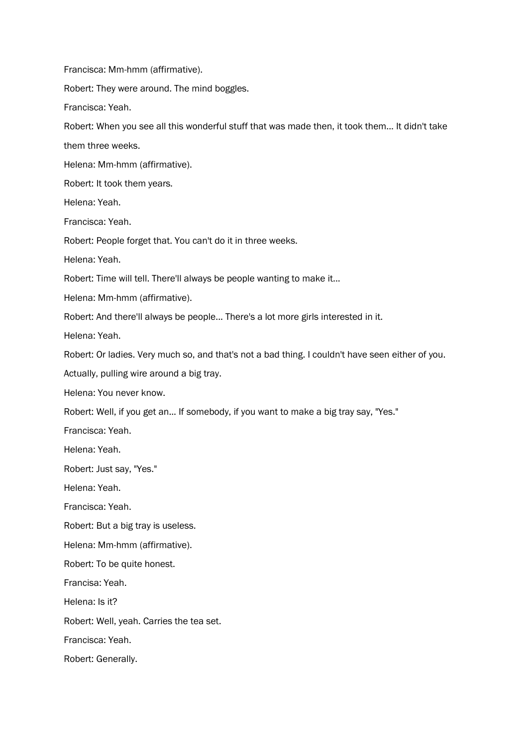Francisca: Mm-hmm (affirmative).

Robert: They were around. The mind boggles.

Francisca: Yeah.

Robert: When you see all this wonderful stuff that was made then, it took them... It didn't take them three weeks.

Helena: Mm-hmm (affirmative).

Robert: It took them years.

Helena: Yeah.

Francisca: Yeah.

Robert: People forget that. You can't do it in three weeks.

Helena: Yeah.

Robert: Time will tell. There'll always be people wanting to make it...

Helena: Mm-hmm (affirmative).

Robert: And there'll always be people... There's a lot more girls interested in it.

Helena: Yeah.

Robert: Or ladies. Very much so, and that's not a bad thing. I couldn't have seen either of you. Actually, pulling wire around a big tray.

Helena: You never know.

Robert: Well, if you get an... If somebody, if you want to make a big tray say, "Yes."

Francisca: Yeah.

Helena: Yeah.

Robert: Just say, "Yes."

Helena: Yeah.

Francisca: Yeah.

Robert: But a big tray is useless.

Helena: Mm-hmm (affirmative).

Robert: To be quite honest.

Francisa: Yeah.

Helena: Is it?

Robert: Well, yeah. Carries the tea set.

Francisca: Yeah.

Robert: Generally.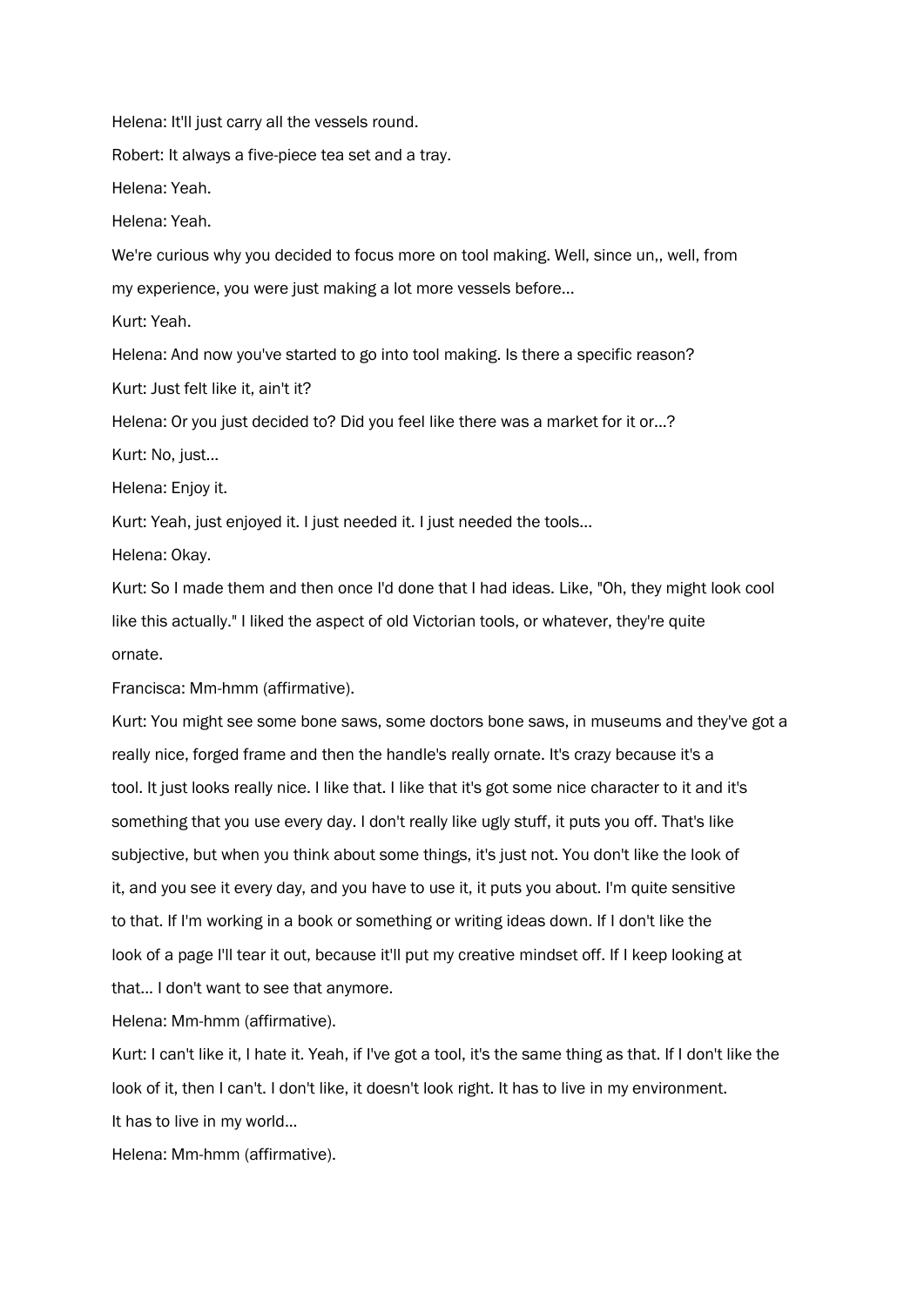Helena: It'll just carry all the vessels round.

Robert: It always a five-piece tea set and a tray.

Helena: Yeah.

Helena: Yeah.

We're curious why you decided to focus more on tool making. Well, since un,, well, from my experience, you were just making a lot more vessels before...

Kurt: Yeah.

Helena: And now you've started to go into tool making. Is there a specific reason?

Kurt: Just felt like it, ain't it?

Helena: Or you just decided to? Did you feel like there was a market for it or...?

Kurt: No, just...

Helena: Enjoy it.

Kurt: Yeah, just enjoyed it. I just needed it. I just needed the tools...

Helena: Okay.

Kurt: So I made them and then once I'd done that I had ideas. Like, "Oh, they might look cool like this actually." I liked the aspect of old Victorian tools, or whatever, they're quite ornate.

Francisca: Mm-hmm (affirmative).

Kurt: You might see some bone saws, some doctors bone saws, in museums and they've got a really nice, forged frame and then the handle's really ornate. It's crazy because it's a tool. It just looks really nice. I like that. I like that it's got some nice character to it and it's something that you use every day. I don't really like ugly stuff, it puts you off. That's like subjective, but when you think about some things, it's just not. You don't like the look of it, and you see it every day, and you have to use it, it puts you about. I'm quite sensitive to that. If I'm working in a book or something or writing ideas down. If I don't like the look of a page I'll tear it out, because it'll put my creative mindset off. If I keep looking at that... I don't want to see that anymore.

Helena: Mm-hmm (affirmative).

Kurt: I can't like it, I hate it. Yeah, if I've got a tool, it's the same thing as that. If I don't like the look of it, then I can't. I don't like, it doesn't look right. It has to live in my environment. It has to live in my world...

Helena: Mm-hmm (affirmative).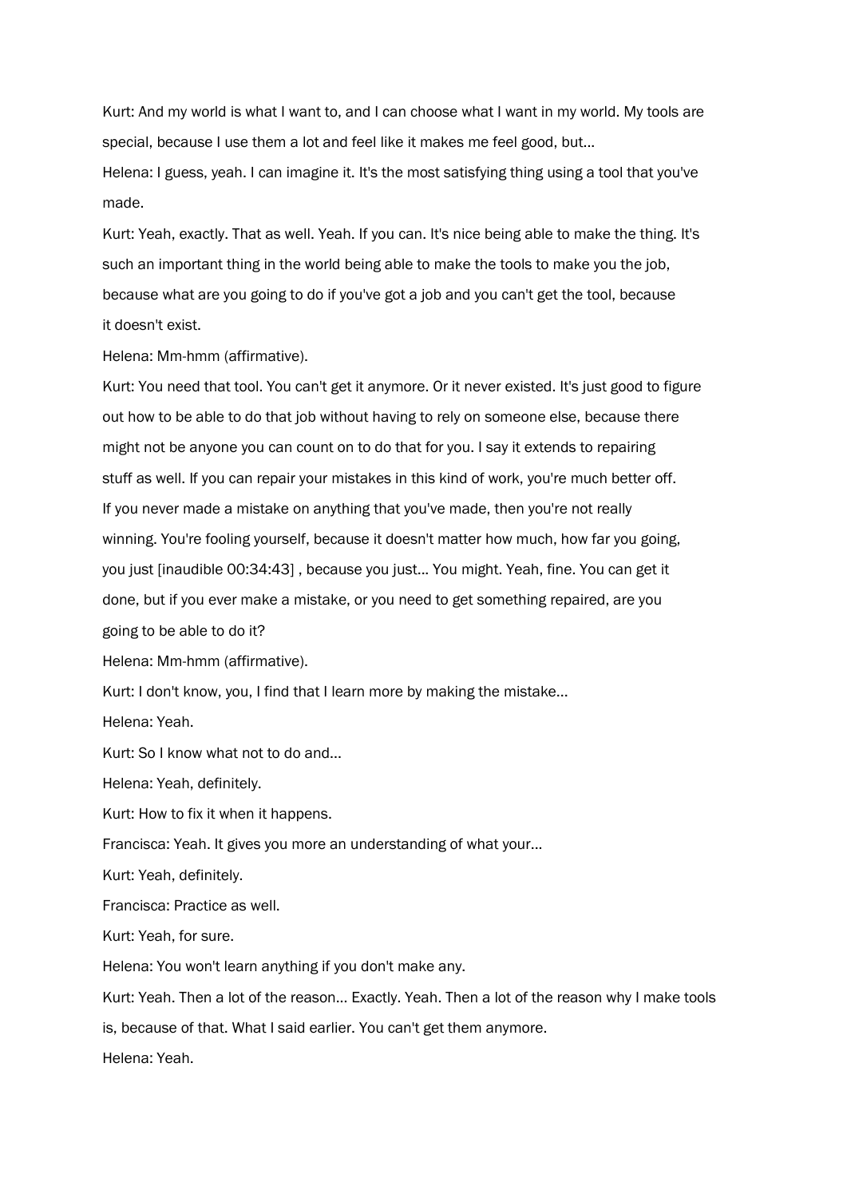Kurt: And my world is what I want to, and I can choose what I want in my world. My tools are special, because I use them a lot and feel like it makes me feel good, but...

Helena: I guess, yeah. I can imagine it. It's the most satisfying thing using a tool that you've made.

Kurt: Yeah, exactly. That as well. Yeah. If you can. It's nice being able to make the thing. It's such an important thing in the world being able to make the tools to make you the job, because what are you going to do if you've got a job and you can't get the tool, because it doesn't exist.

Helena: Mm-hmm (affirmative).

Kurt: You need that tool. You can't get it anymore. Or it never existed. It's just good to figure out how to be able to do that job without having to rely on someone else, because there might not be anyone you can count on to do that for you. I say it extends to repairing stuff as well. If you can repair your mistakes in this kind of work, you're much better off. If you never made a mistake on anything that you've made, then you're not really winning. You're fooling yourself, because it doesn't matter how much, how far you going, you just [inaudible 00:34:43] , because you just... You might. Yeah, fine. You can get it done, but if you ever make a mistake, or you need to get something repaired, are you going to be able to do it?

Helena: Mm-hmm (affirmative).

Kurt: I don't know, you, I find that I learn more by making the mistake...

Helena: Yeah.

Kurt: So I know what not to do and...

Helena: Yeah, definitely.

Kurt: How to fix it when it happens.

Francisca: Yeah. It gives you more an understanding of what your...

Kurt: Yeah, definitely.

Francisca: Practice as well.

Kurt: Yeah, for sure.

Helena: You won't learn anything if you don't make any.

Kurt: Yeah. Then a lot of the reason... Exactly. Yeah. Then a lot of the reason why I make tools is, because of that. What I said earlier. You can't get them anymore.

Helena: Yeah.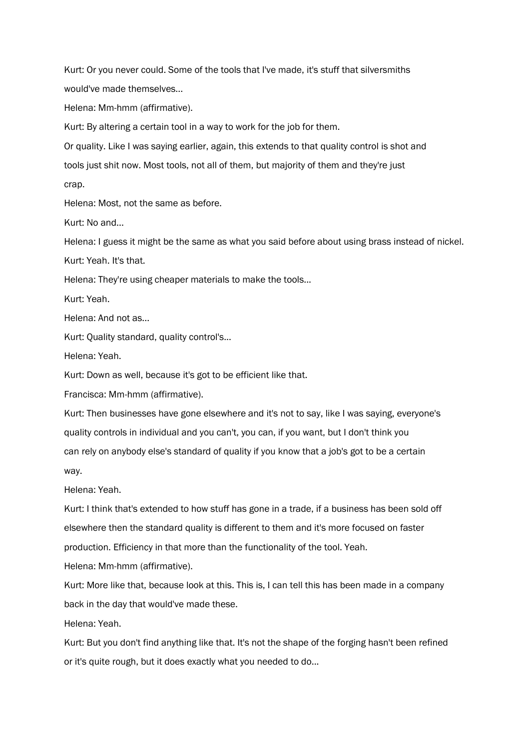Kurt: Or you never could. Some of the tools that I've made, it's stuff that silversmiths would've made themselves...

Helena: Mm-hmm (affirmative).

Kurt: By altering a certain tool in a way to work for the job for them.

Or quality. Like I was saying earlier, again, this extends to that quality control is shot and tools just shit now. Most tools, not all of them, but majority of them and they're just crap.

Helena: Most, not the same as before.

Kurt: No and...

Helena: I guess it might be the same as what you said before about using brass instead of nickel.

Kurt: Yeah. It's that.

Helena: They're using cheaper materials to make the tools...

Kurt: Yeah.

Helena: And not as...

Kurt: Quality standard, quality control's...

Helena: Yeah.

Kurt: Down as well, because it's got to be efficient like that.

Francisca: Mm-hmm (affirmative).

Kurt: Then businesses have gone elsewhere and it's not to say, like I was saying, everyone's quality controls in individual and you can't, you can, if you want, but I don't think you can rely on anybody else's standard of quality if you know that a job's got to be a certain way.

Helena: Yeah.

Kurt: I think that's extended to how stuff has gone in a trade, if a business has been sold off elsewhere then the standard quality is different to them and it's more focused on faster production. Efficiency in that more than the functionality of the tool. Yeah.

Helena: Mm-hmm (affirmative).

Kurt: More like that, because look at this. This is, I can tell this has been made in a company back in the day that would've made these.

Helena: Yeah.

Kurt: But you don't find anything like that. It's not the shape of the forging hasn't been refined or it's quite rough, but it does exactly what you needed to do...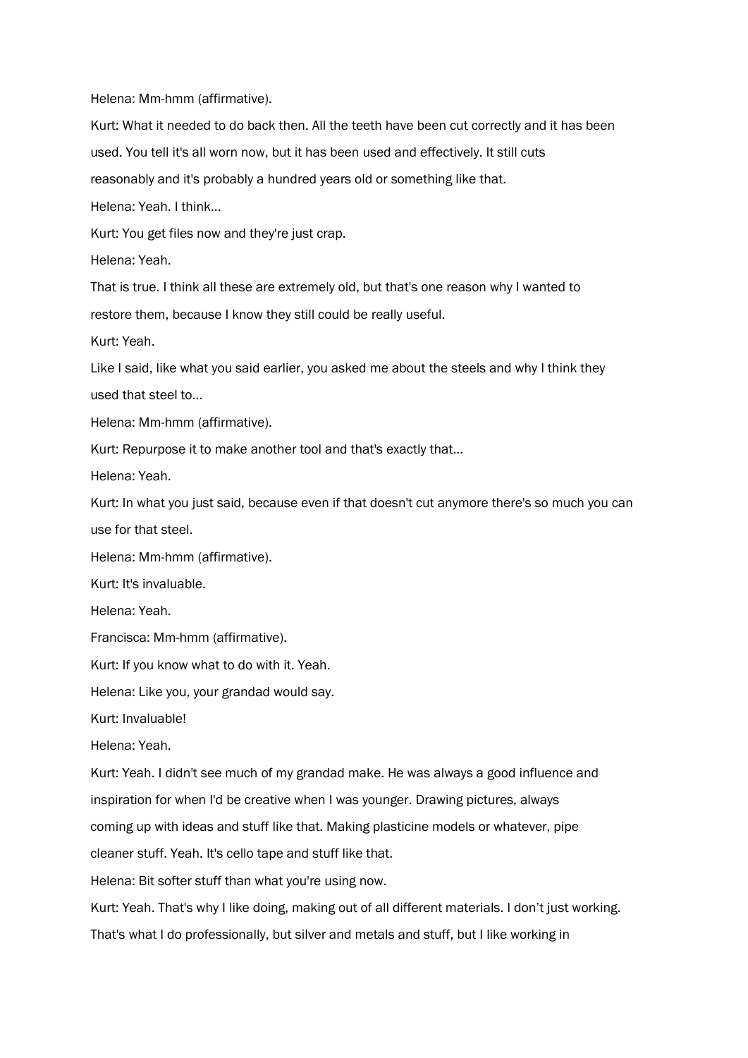Helena: Mm-hmm (affirmative).

Kurt: What it needed to do back then. All the teeth have been cut correctly and it has been used. You tell it's all worn now, but it has been used and effectively. It still cuts reasonably and it's probably a hundred years old or something like that.

Helena: Yeah. I think...

Kurt: You get files now and they're just crap.

Helena: Yeah.

That is true. I think all these are extremely old, but that's one reason why I wanted to restore them, because I know they still could be really useful.

Kurt: Yeah.

Like I said, like what you said earlier, you asked me about the steels and why I think they used that steel to...

Helena: Mm-hmm (affirmative).

Kurt: Repurpose it to make another tool and that's exactly that...

Helena: Yeah.

Kurt: In what you just said, because even if that doesn't cut anymore there's so much you can use for that steel.

Helena: Mm-hmm (affirmative).

Kurt: It's invaluable.

Helena: Yeah.

Francisca: Mm-hmm (affirmative).

Kurt: If you know what to do with it. Yeah.

Helena: Like you, your grandad would say.

Kurt: Invaluable!

Helena: Yeah.

Kurt: Yeah. I didn't see much of my grandad make. He was always a good influence and inspiration for when I'd be creative when I was younger. Drawing pictures, always coming up with ideas and stuff like that. Making plasticine models or whatever, pipe cleaner stuff. Yeah. It's cello tape and stuff like that.

Helena: Bit softer stuff than what you're using now.

Kurt: Yeah. That's why I like doing, making out of all different materials. I don't just working. That's what I do professionally, but silver and metals and stuff, but I like working in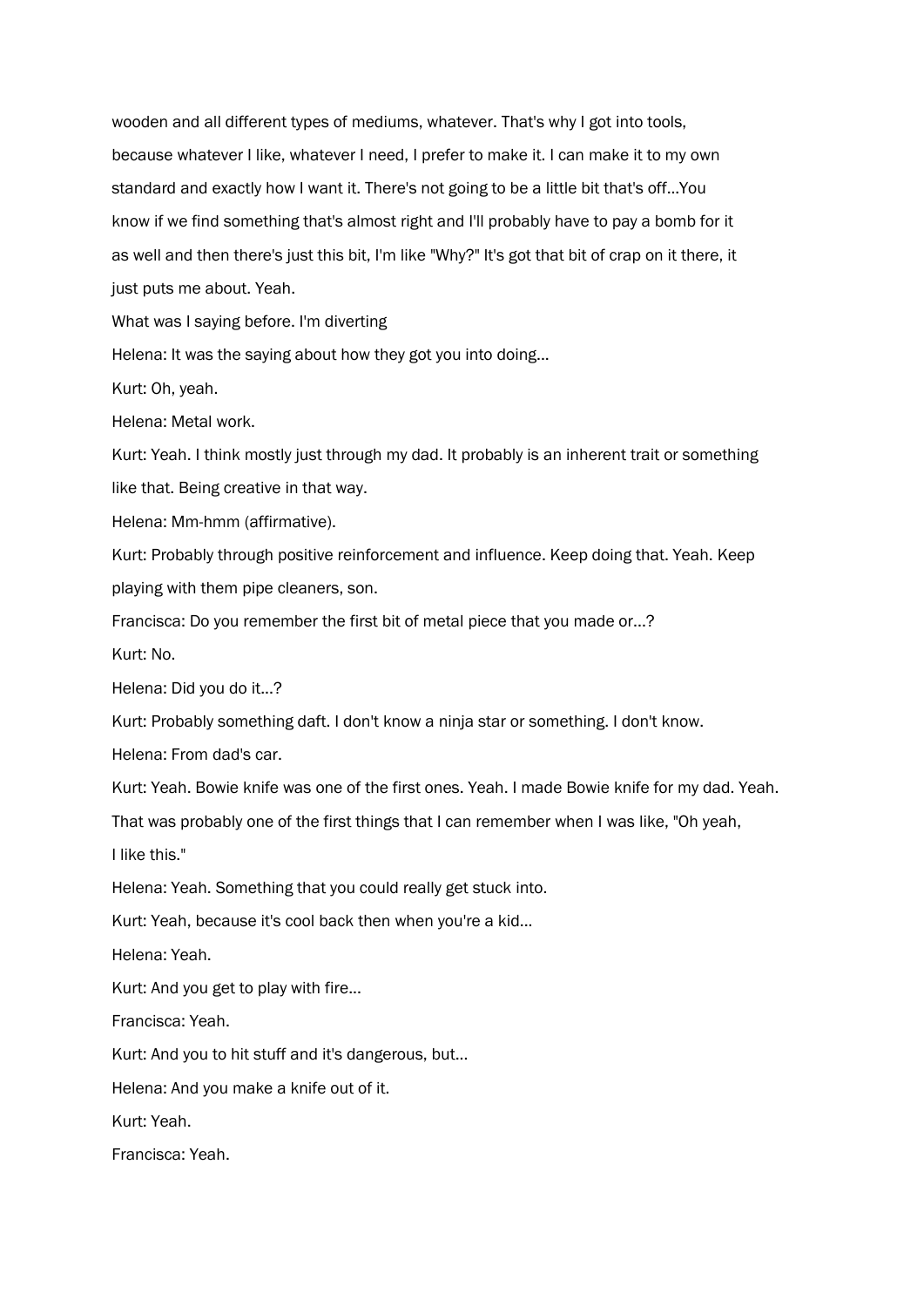wooden and all different types of mediums, whatever. That's why I got into tools, because whatever I like, whatever I need, I prefer to make it. I can make it to my own standard and exactly how I want it. There's not going to be a little bit that's off...You know if we find something that's almost right and I'll probably have to pay a bomb for it as well and then there's just this bit, I'm like "Why?" It's got that bit of crap on it there, it just puts me about. Yeah.

What was I saying before. I'm diverting

Helena: It was the saying about how they got you into doing...

Kurt: Oh, yeah.

Helena: Metal work.

Kurt: Yeah. I think mostly just through my dad. It probably is an inherent trait or something like that. Being creative in that way.

Helena: Mm-hmm (affirmative).

Kurt: Probably through positive reinforcement and influence. Keep doing that. Yeah. Keep playing with them pipe cleaners, son.

Francisca: Do you remember the first bit of metal piece that you made or...?

Kurt: No.

Helena: Did you do it...?

Kurt: Probably something daft. I don't know a ninja star or something. I don't know.

Helena: From dad's car.

Kurt: Yeah. Bowie knife was one of the first ones. Yeah. I made Bowie knife for my dad. Yeah. That was probably one of the first things that I can remember when I was like, "Oh yeah, I like this."

Helena: Yeah. Something that you could really get stuck into.

Kurt: Yeah, because it's cool back then when you're a kid...

Helena: Yeah.

Kurt: And you get to play with fire...

Francisca: Yeah.

Kurt: And you to hit stuff and it's dangerous, but...

Helena: And you make a knife out of it.

Kurt: Yeah.

Francisca: Yeah.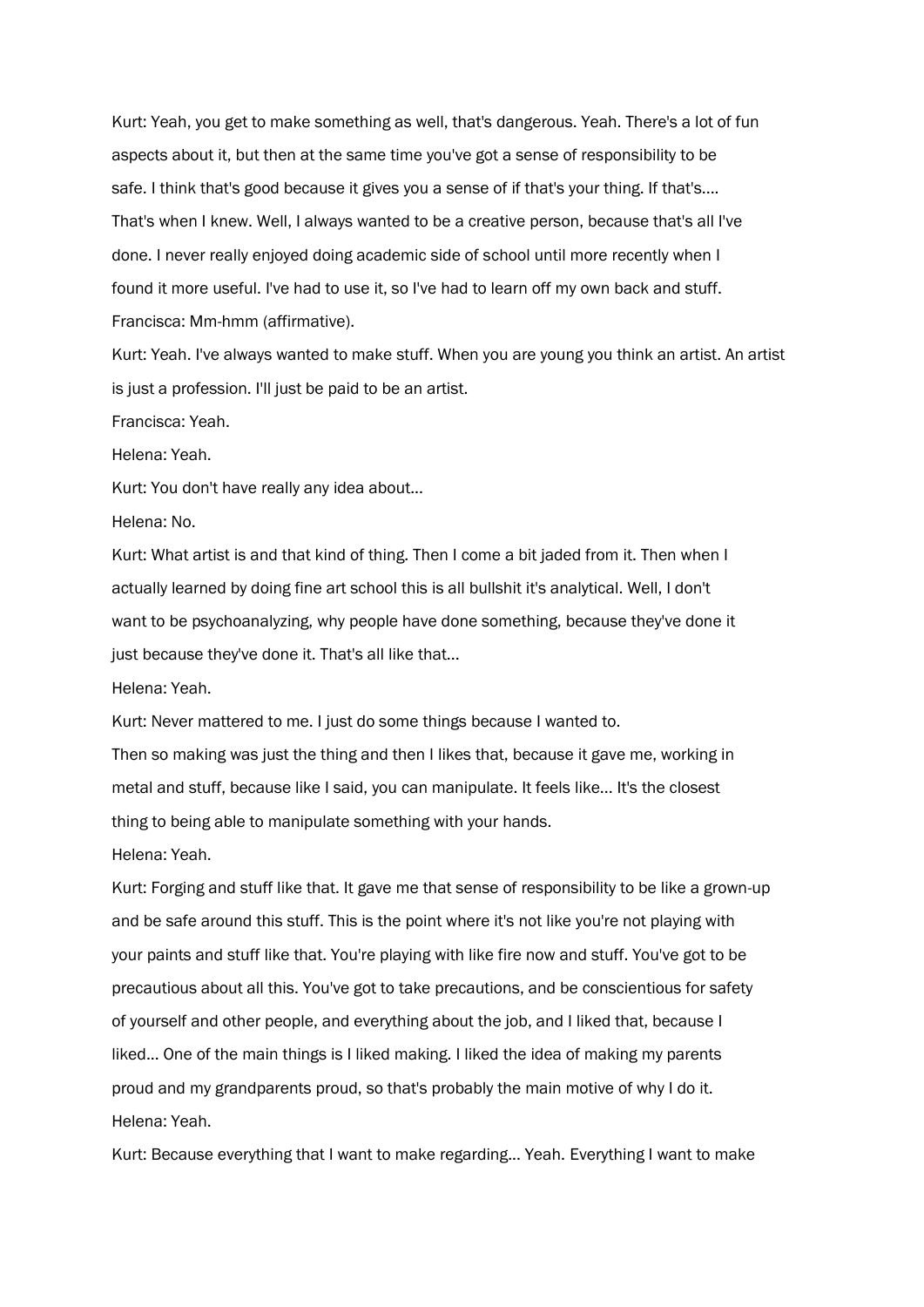Kurt: Yeah, you get to make something as well, that's dangerous. Yeah. There's a lot of fun aspects about it, but then at the same time you've got a sense of responsibility to be safe. I think that's good because it gives you a sense of if that's your thing. If that's.... That's when I knew. Well, I always wanted to be a creative person, because that's all I've done. I never really enjoyed doing academic side of school until more recently when I found it more useful. I've had to use it, so I've had to learn off my own back and stuff.

Francisca: Mm-hmm (affirmative).

Kurt: Yeah. I've always wanted to make stuff. When you are young you think an artist. An artist is just a profession. I'll just be paid to be an artist.

Francisca: Yeah.

Helena: Yeah.

Kurt: You don't have really any idea about...

Helena: No.

Kurt: What artist is and that kind of thing. Then I come a bit jaded from it. Then when I actually learned by doing fine art school this is all bullshit it's analytical. Well, I don't want to be psychoanalyzing, why people have done something, because they've done it just because they've done it. That's all like that...

Helena: Yeah.

Kurt: Never mattered to me. I just do some things because I wanted to.

Then so making was just the thing and then I likes that, because it gave me, working in metal and stuff, because like I said, you can manipulate. It feels like... It's the closest thing to being able to manipulate something with your hands.

Helena: Yeah.

Kurt: Forging and stuff like that. It gave me that sense of responsibility to be like a grown-up and be safe around this stuff. This is the point where it's not like you're not playing with your paints and stuff like that. You're playing with like fire now and stuff. You've got to be precautious about all this. You've got to take precautions, and be conscientious for safety of yourself and other people, and everything about the job, and I liked that, because I liked... One of the main things is I liked making. I liked the idea of making my parents proud and my grandparents proud, so that's probably the main motive of why I do it.

Helena: Yeah.

Kurt: Because everything that I want to make regarding... Yeah. Everything I want to make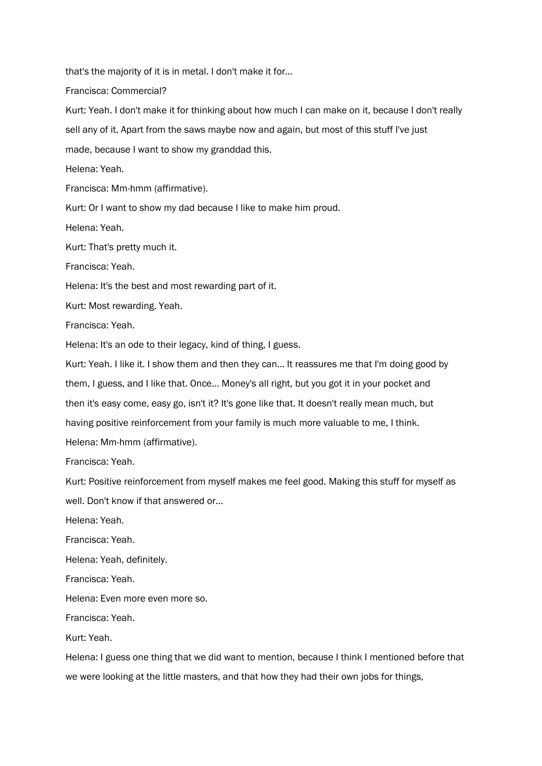that's the majority of it is in metal. I don't make it for...

Francisca: Commercial?

Kurt: Yeah. I don't make it for thinking about how much I can make on it, because I don't really sell any of it. Apart from the saws maybe now and again, but most of this stuff I've just made, because I want to show my granddad this.

Helena: Yeah.

Francisca: Mm-hmm (affirmative).

Kurt: Or I want to show my dad because I like to make him proud.

Helena: Yeah.

Kurt: That's pretty much it.

Francisca: Yeah.

Helena: It's the best and most rewarding part of it.

Kurt: Most rewarding. Yeah.

Francisca: Yeah.

Helena: It's an ode to their legacy, kind of thing, I guess.

Kurt: Yeah. I like it. I show them and then they can... It reassures me that I'm doing good by them, I guess, and I like that. Once... Money's all right, but you got it in your pocket and then it's easy come, easy go, isn't it? It's gone like that. It doesn't really mean much, but having positive reinforcement from your family is much more valuable to me, I think.

Helena: Mm-hmm (affirmative).

Francisca: Yeah.

Kurt: Positive reinforcement from myself makes me feel good. Making this stuff for myself as well. Don't know if that answered or...

Helena: Yeah.

Francisca: Yeah.

Helena: Yeah, definitely.

Francisca: Yeah.

Helena: Even more even more so.

Francisca: Yeah.

Kurt: Yeah.

Helena: I guess one thing that we did want to mention, because I think I mentioned before that we were looking at the little masters, and that how they had their own jobs for things,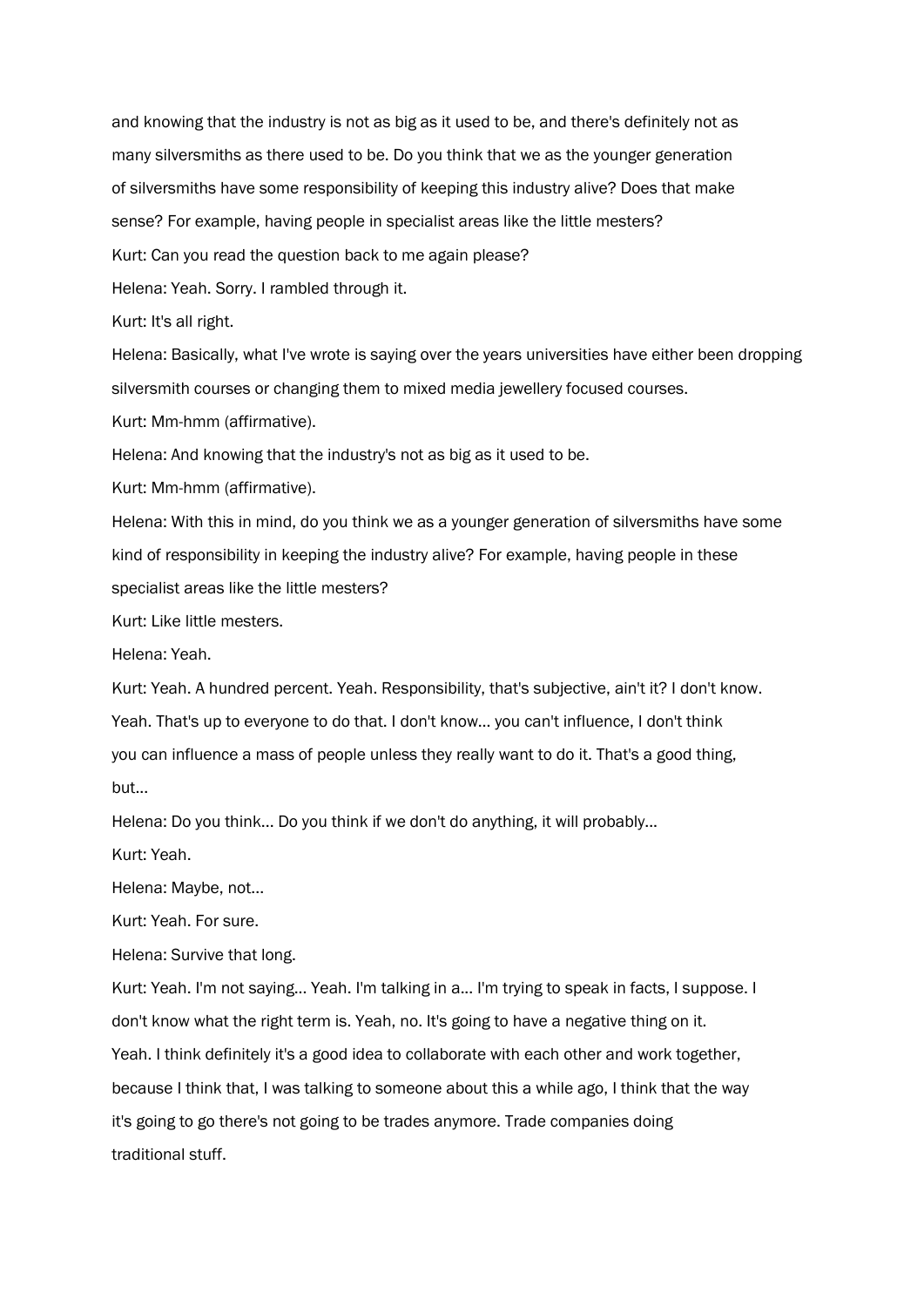and knowing that the industry is not as big as it used to be, and there's definitely not as many silversmiths as there used to be. Do you think that we as the younger generation of silversmiths have some responsibility of keeping this industry alive? Does that make sense? For example, having people in specialist areas like the little mesters?

Kurt: Can you read the question back to me again please?

Helena: Yeah. Sorry. I rambled through it.

Kurt: It's all right.

Helena: Basically, what I've wrote is saying over the years universities have either been dropping silversmith courses or changing them to mixed media jewellery focused courses.

Kurt: Mm-hmm (affirmative).

Helena: And knowing that the industry's not as big as it used to be.

Kurt: Mm-hmm (affirmative).

Helena: With this in mind, do you think we as a younger generation of silversmiths have some kind of responsibility in keeping the industry alive? For example, having people in these specialist areas like the little mesters?

Kurt: Like little mesters.

Helena: Yeah.

Kurt: Yeah. A hundred percent. Yeah. Responsibility, that's subjective, ain't it? I don't know. Yeah. That's up to everyone to do that. I don't know... you can't influence, I don't think you can influence a mass of people unless they really want to do it. That's a good thing, but...

Helena: Do you think... Do you think if we don't do anything, it will probably...

Kurt: Yeah.

Helena: Maybe, not...

Kurt: Yeah. For sure.

Helena: Survive that long.

Kurt: Yeah. I'm not saying... Yeah. I'm talking in a... I'm trying to speak in facts, I suppose. I don't know what the right term is. Yeah, no. It's going to have a negative thing on it. Yeah. I think definitely it's a good idea to collaborate with each other and work together, because I think that, I was talking to someone about this a while ago, I think that the way it's going to go there's not going to be trades anymore. Trade companies doing traditional stuff.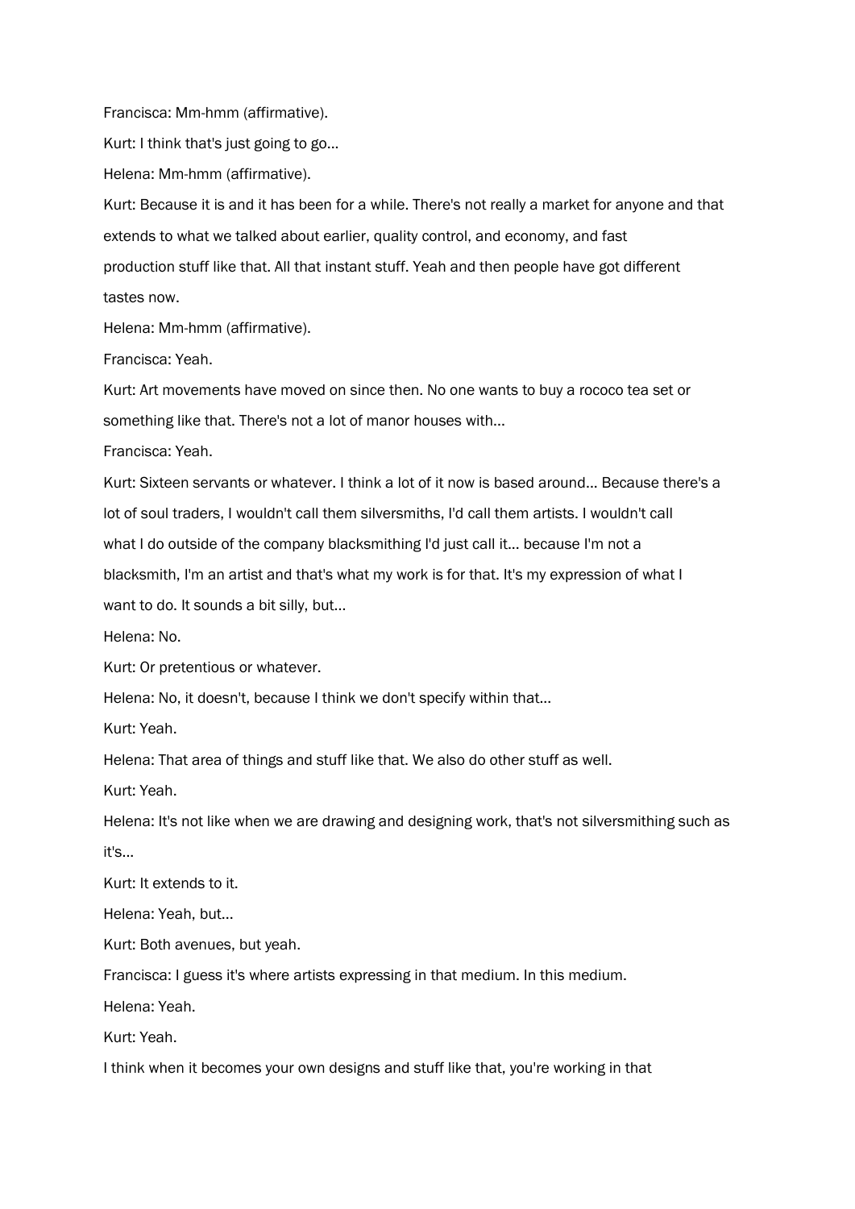Francisca: Mm-hmm (affirmative).

Kurt: I think that's just going to go...

Helena: Mm-hmm (affirmative).

Kurt: Because it is and it has been for a while. There's not really a market for anyone and that extends to what we talked about earlier, quality control, and economy, and fast production stuff like that. All that instant stuff. Yeah and then people have got different tastes now.

Helena: Mm-hmm (affirmative).

Francisca: Yeah.

Kurt: Art movements have moved on since then. No one wants to buy a rococo tea set or something like that. There's not a lot of manor houses with...

Francisca: Yeah.

Kurt: Sixteen servants or whatever. I think a lot of it now is based around... Because there's a lot of soul traders, I wouldn't call them silversmiths, I'd call them artists. I wouldn't call what I do outside of the company blacksmithing I'd just call it... because I'm not a blacksmith, I'm an artist and that's what my work is for that. It's my expression of what I want to do. It sounds a bit silly, but...

Helena: No.

Kurt: Or pretentious or whatever.

Helena: No, it doesn't, because I think we don't specify within that...

Kurt: Yeah.

Helena: That area of things and stuff like that. We also do other stuff as well.

Kurt: Yeah.

Helena: It's not like when we are drawing and designing work, that's not silversmithing such as it's...

Kurt: It extends to it.

Helena: Yeah, but...

Kurt: Both avenues, but yeah.

Francisca: I guess it's where artists expressing in that medium. In this medium.

Helena: Yeah.

Kurt: Yeah.

I think when it becomes your own designs and stuff like that, you're working in that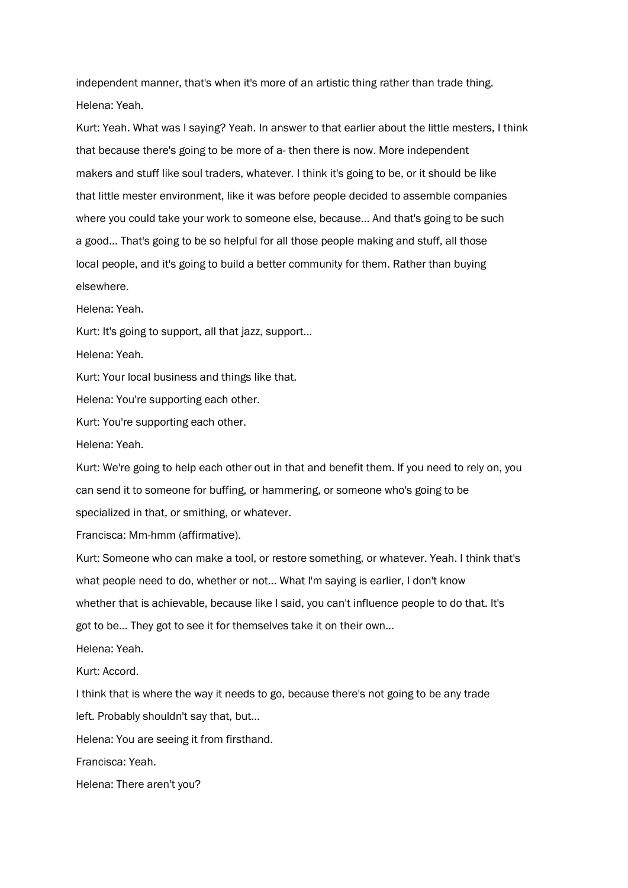independent manner, that's when it's more of an artistic thing rather than trade thing.

Helena: Yeah.

Kurt: Yeah. What was I saying? Yeah. In answer to that earlier about the little mesters, I think that because there's going to be more of a- then there is now. More independent makers and stuff like soul traders, whatever. I think it's going to be, or it should be like that little mester environment, like it was before people decided to assemble companies where you could take your work to someone else, because... And that's going to be such a good... That's going to be so helpful for all those people making and stuff, all those local people, and it's going to build a better community for them. Rather than buying elsewhere.

Helena: Yeah.

Kurt: It's going to support, all that jazz, support...

Helena: Yeah.

Kurt: Your local business and things like that.

Helena: You're supporting each other.

Kurt: You're supporting each other.

Helena: Yeah.

Kurt: We're going to help each other out in that and benefit them. If you need to rely on, you can send it to someone for buffing, or hammering, or someone who's going to be specialized in that, or smithing, or whatever.

Francisca: Mm-hmm (affirmative).

Kurt: Someone who can make a tool, or restore something, or whatever. Yeah. I think that's what people need to do, whether or not... What I'm saying is earlier, I don't know whether that is achievable, because like I said, you can't influence people to do that. It's got to be... They got to see it for themselves take it on their own...

Helena: Yeah.

Kurt: Accord.

I think that is where the way it needs to go, because there's not going to be any trade left. Probably shouldn't say that, but...

Helena: You are seeing it from firsthand.

Francisca: Yeah.

Helena: There aren't you?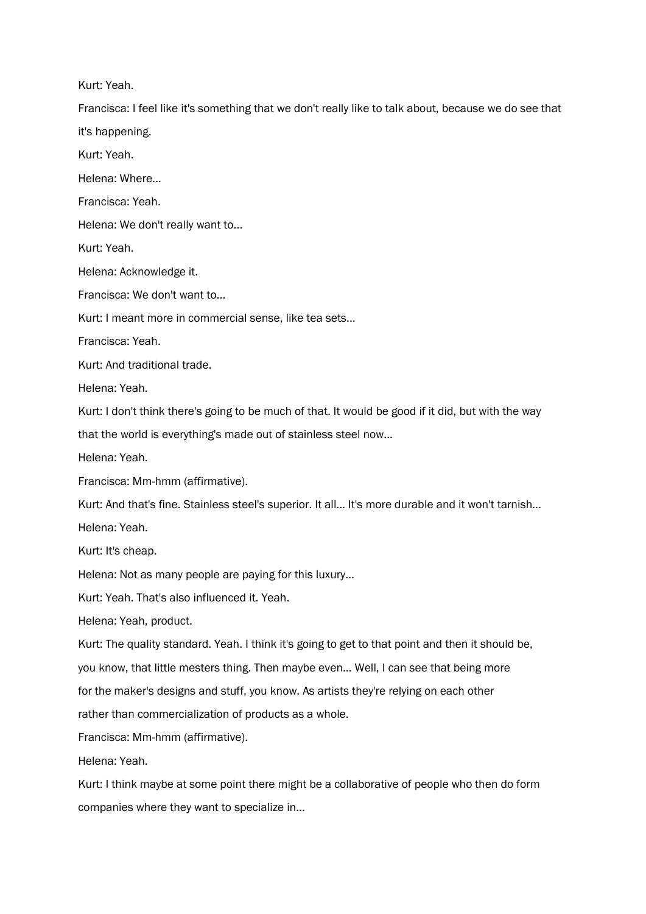Kurt: Yeah.

Francisca: I feel like it's something that we don't really like to talk about, because we do see that it's happening.

Kurt: Yeah.

Helena: Where...

Francisca: Yeah.

Helena: We don't really want to...

Kurt: Yeah.

Helena: Acknowledge it.

Francisca: We don't want to...

Kurt: I meant more in commercial sense, like tea sets...

Francisca: Yeah.

Kurt: And traditional trade.

Helena: Yeah.

Kurt: I don't think there's going to be much of that. It would be good if it did, but with the way that the world is everything's made out of stainless steel now...

Helena: Yeah.

Francisca: Mm-hmm (affirmative).

Kurt: And that's fine. Stainless steel's superior. It all... It's more durable and it won't tarnish...

Helena: Yeah.

Kurt: It's cheap.

Helena: Not as many people are paying for this luxury...

Kurt: Yeah. That's also influenced it. Yeah.

Helena: Yeah, product.

Kurt: The quality standard. Yeah. I think it's going to get to that point and then it should be, you know, that little mesters thing. Then maybe even... Well, I can see that being more for the maker's designs and stuff, you know. As artists they're relying on each other rather than commercialization of products as a whole.

Francisca: Mm-hmm (affirmative).

Helena: Yeah.

Kurt: I think maybe at some point there might be a collaborative of people who then do form companies where they want to specialize in...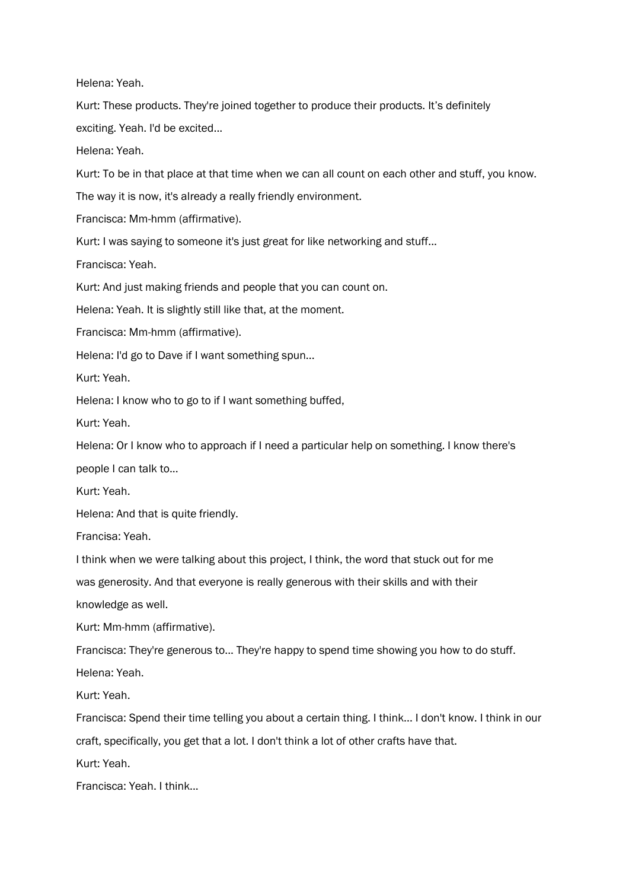Helena: Yeah.

Kurt: These products. They're joined together to produce their products. It's definitely exciting. Yeah. I'd be excited...

Helena: Yeah.

Kurt: To be in that place at that time when we can all count on each other and stuff, you know. The way it is now, it's already a really friendly environment.

Francisca: Mm-hmm (affirmative).

Kurt: I was saying to someone it's just great for like networking and stuff...

Francisca: Yeah.

Kurt: And just making friends and people that you can count on.

Helena: Yeah. It is slightly still like that, at the moment.

Francisca: Mm-hmm (affirmative).

Helena: I'd go to Dave if I want something spun...

Kurt: Yeah.

Helena: I know who to go to if I want something buffed,

Kurt: Yeah.

Helena: Or I know who to approach if I need a particular help on something. I know there's people I can talk to...

Kurt: Yeah.

Helena: And that is quite friendly.

Francisa: Yeah.

I think when we were talking about this project, I think, the word that stuck out for me was generosity. And that everyone is really generous with their skills and with their knowledge as well.

Kurt: Mm-hmm (affirmative).

Francisca: They're generous to... They're happy to spend time showing you how to do stuff.

Helena: Yeah.

Kurt: Yeah.

Francisca: Spend their time telling you about a certain thing. I think... I don't know. I think in our craft, specifically, you get that a lot. I don't think a lot of other crafts have that.

Kurt: Yeah.

Francisca: Yeah. I think...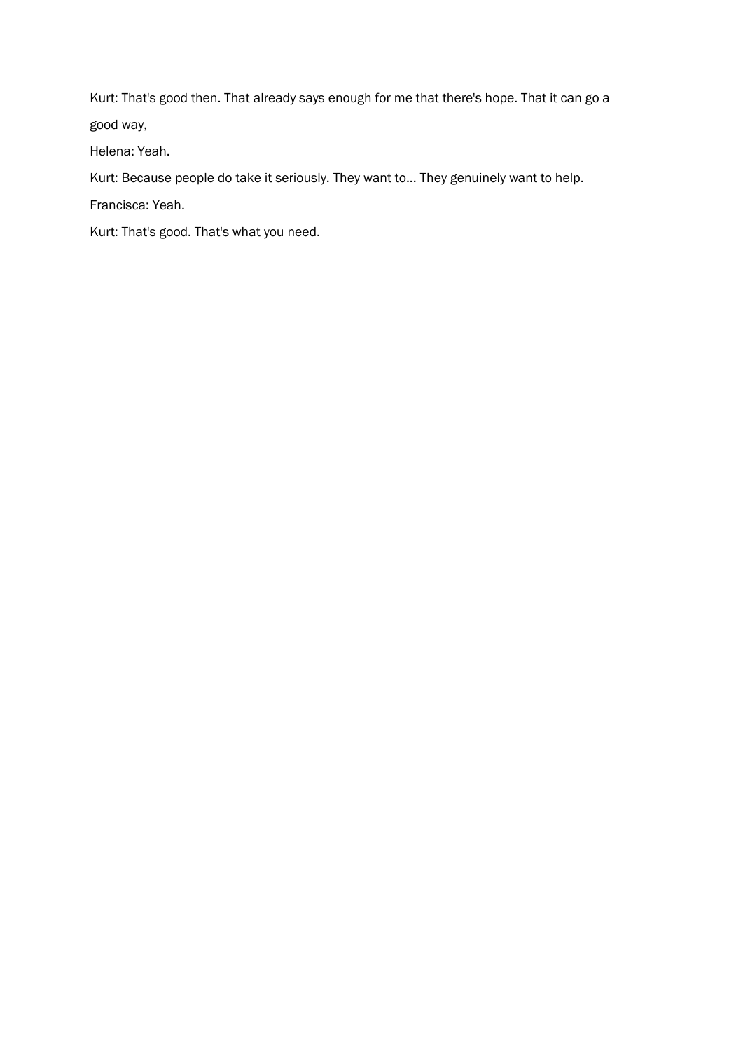Kurt: That's good then. That already says enough for me that there's hope. That it can go a good way,

Helena: Yeah.

Kurt: Because people do take it seriously. They want to... They genuinely want to help.

Francisca: Yeah.

Kurt: That's good. That's what you need.